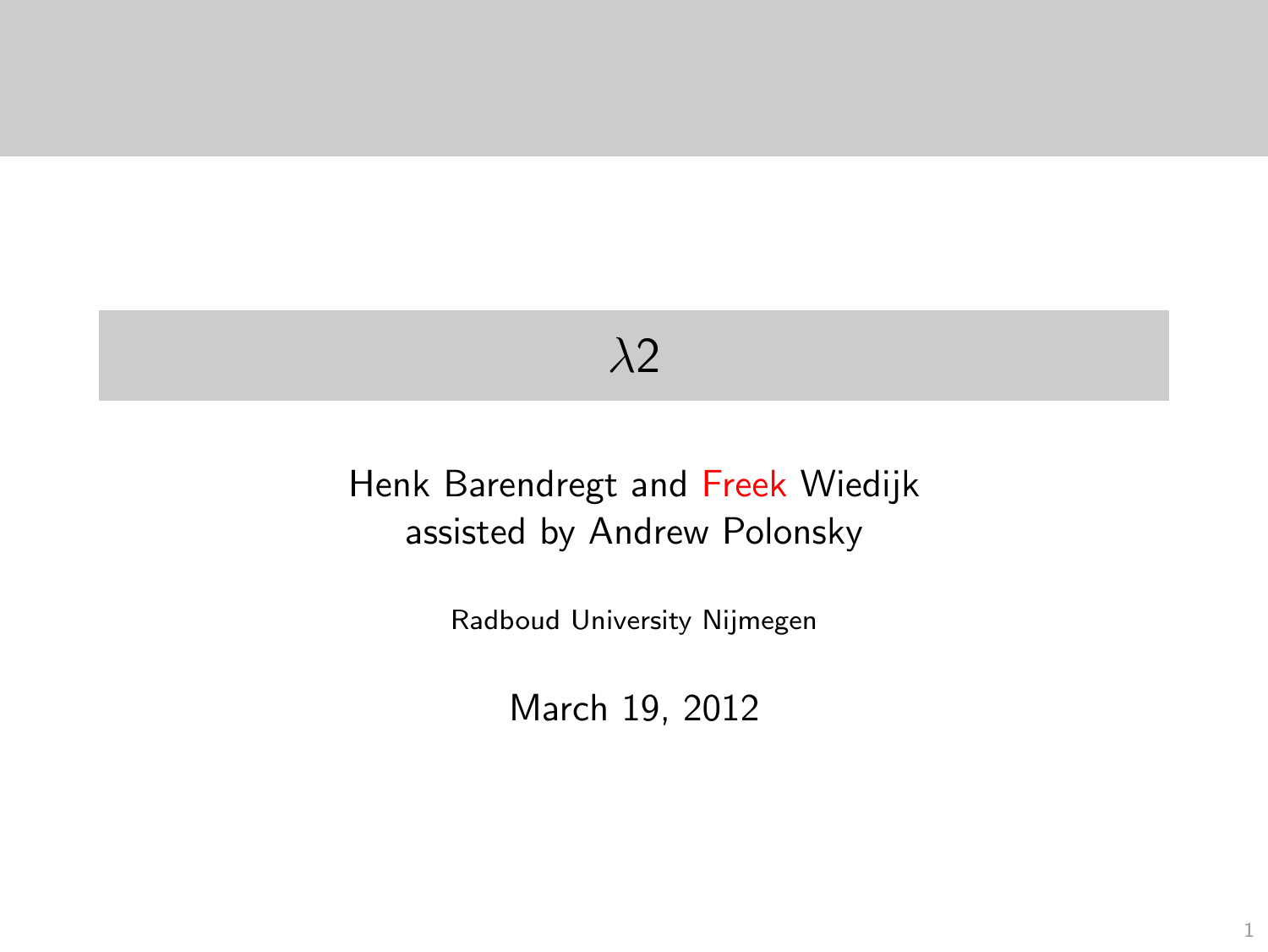# $\lambda 2$

Henk Barendregt and Freek Wiedijk
assisted by Andrew Polonsky

Radboud University Nijmegen

March 19, 2012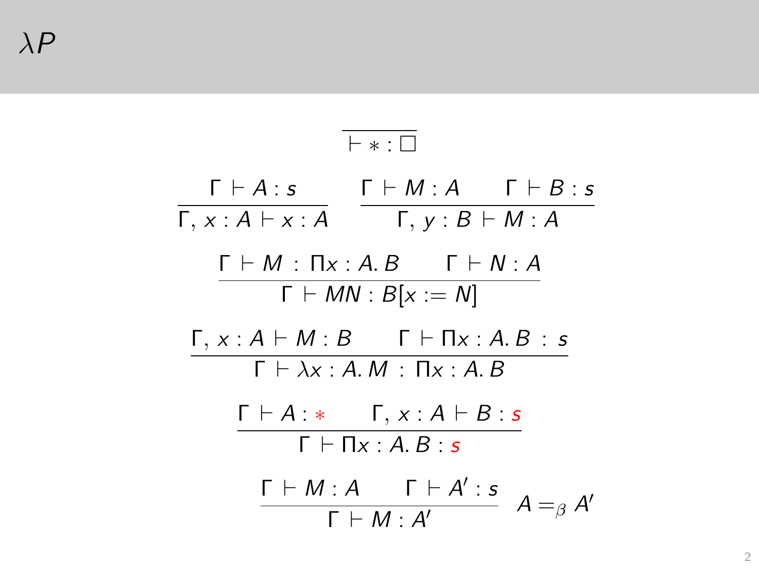# $\lambda P$

$$\frac{}{\vdash * : \Box}$$

$$\frac{\Gamma \vdash A : s}{\Gamma, x : A \vdash x : A} \qquad \frac{\Gamma \vdash M : A \qquad \Gamma \vdash B : s}{\Gamma, y : B \vdash M : A}$$

$$\frac{\Gamma \vdash M : \Pi x : A.\, B \qquad \Gamma \vdash N : A}{\Gamma \vdash MN : B[x := N]}$$

$$\frac{\Gamma, x : A \vdash M : B \qquad \Gamma \vdash \Pi x : A.\, B : s}{\Gamma \vdash \lambda x : A.\, M : \Pi x : A.\, B}$$

$$\frac{\Gamma \vdash A : {\color{red} *} \qquad \Gamma, x : A \vdash B : {\color{red} s}}{\Gamma \vdash \Pi x : A.\, B : {\color{red} s}}$$

$$\frac{\Gamma \vdash M : A \qquad \Gamma \vdash A' : s}{\Gamma \vdash M : A'} \quad A =_\beta A'$$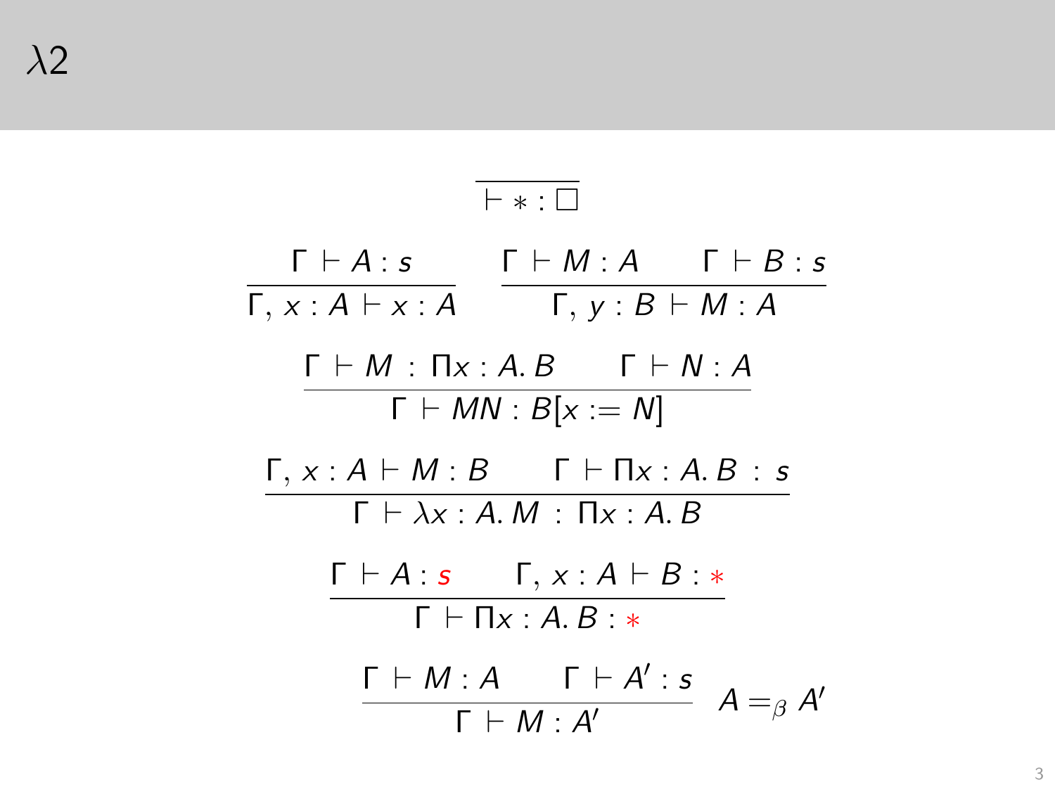# $\lambda 2$

$$\frac{}{\vdash * : \Box}$$

$$\frac{\Gamma \vdash A : s}{\Gamma, x : A \vdash x : A} \qquad \frac{\Gamma \vdash M : A \qquad \Gamma \vdash B : s}{\Gamma, y : B \vdash M : A}$$

$$\frac{\Gamma \vdash M : \Pi x : A.\, B \qquad \Gamma \vdash N : A}{\Gamma \vdash MN : B[x := N]}$$

$$\frac{\Gamma, x : A \vdash M : B \qquad \Gamma \vdash \Pi x : A.\, B : s}{\Gamma \vdash \lambda x : A.\, M : \Pi x : A.\, B}$$

$$\frac{\Gamma \vdash A : s \qquad \Gamma, x : A \vdash B : *}{\Gamma \vdash \Pi x : A.\, B : *}$$

$$\frac{\Gamma \vdash M : A \qquad \Gamma \vdash A' : s}{\Gamma \vdash M : A'} \quad A =_\beta A'$$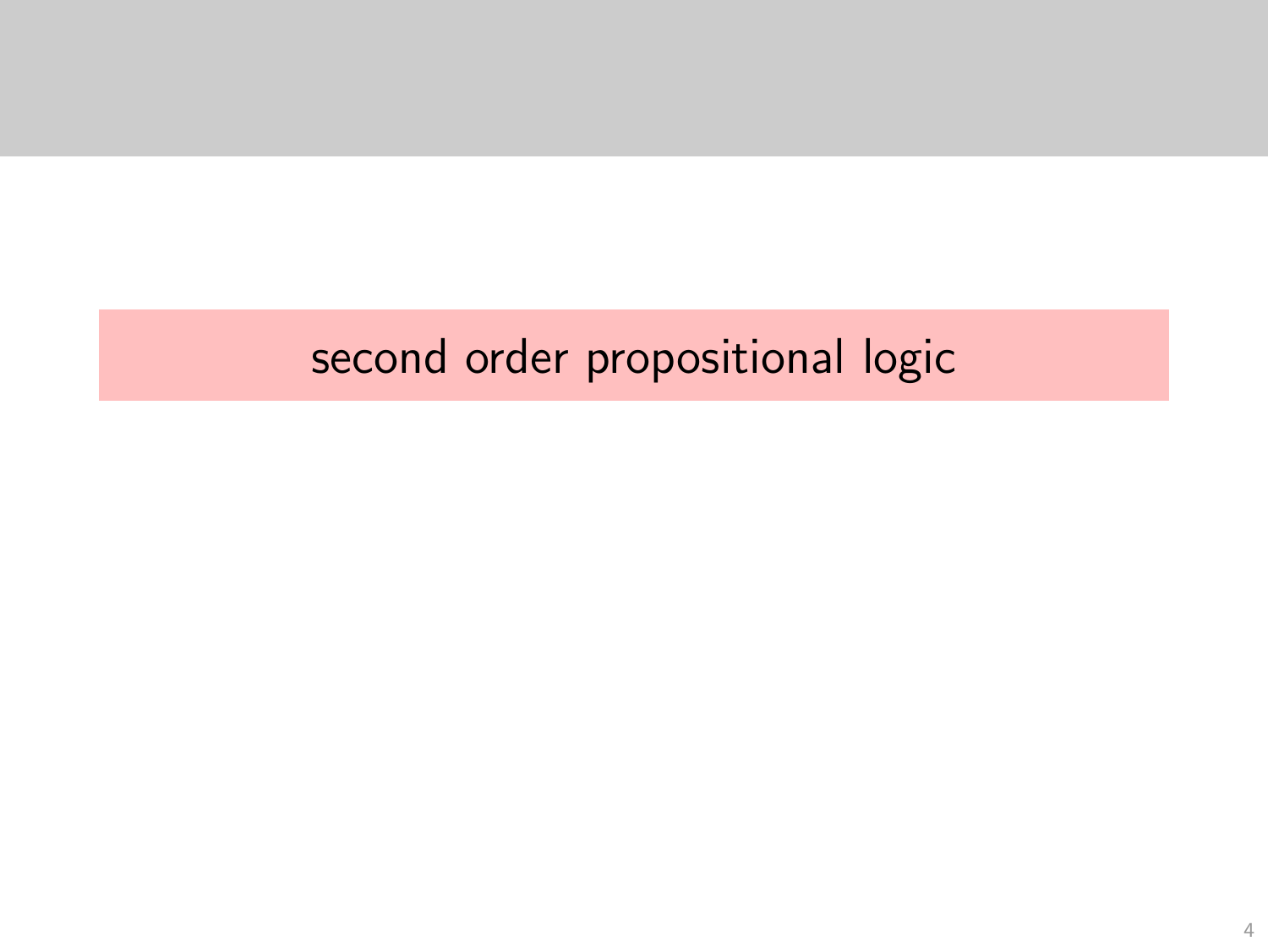## second order propositional logic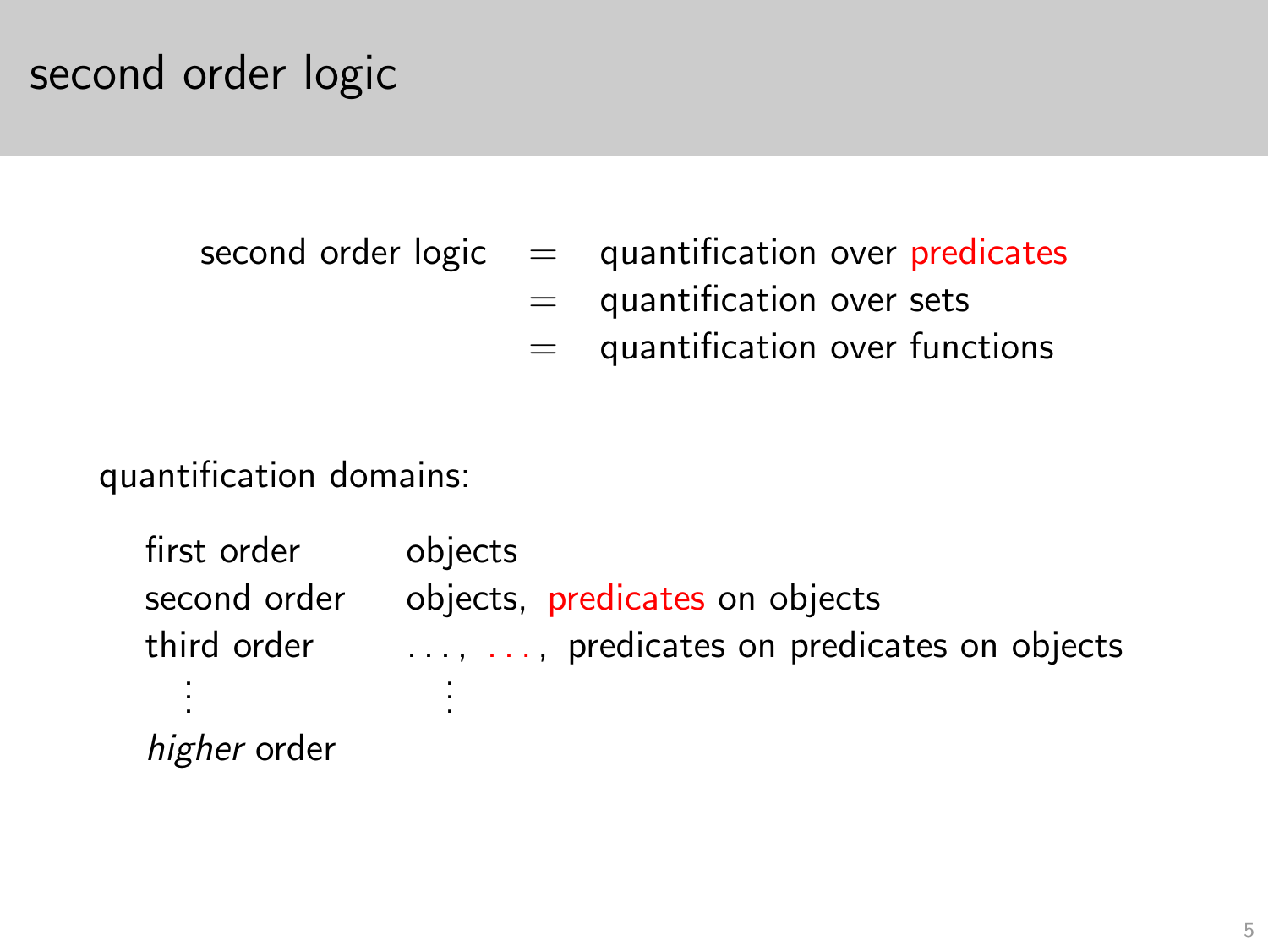# second order logic

| | | |
|---|---|---|
| second order logic | = | quantification over predicates |
| | = | quantification over sets |
| | = | quantification over functions |

quantification domains:

| | |
|---|---|
| first order | objects |
| second order | objects, predicates on objects |
| third order | ..., ..., predicates on predicates on objects |
| ⋮ | ⋮ |
| *higher* order | |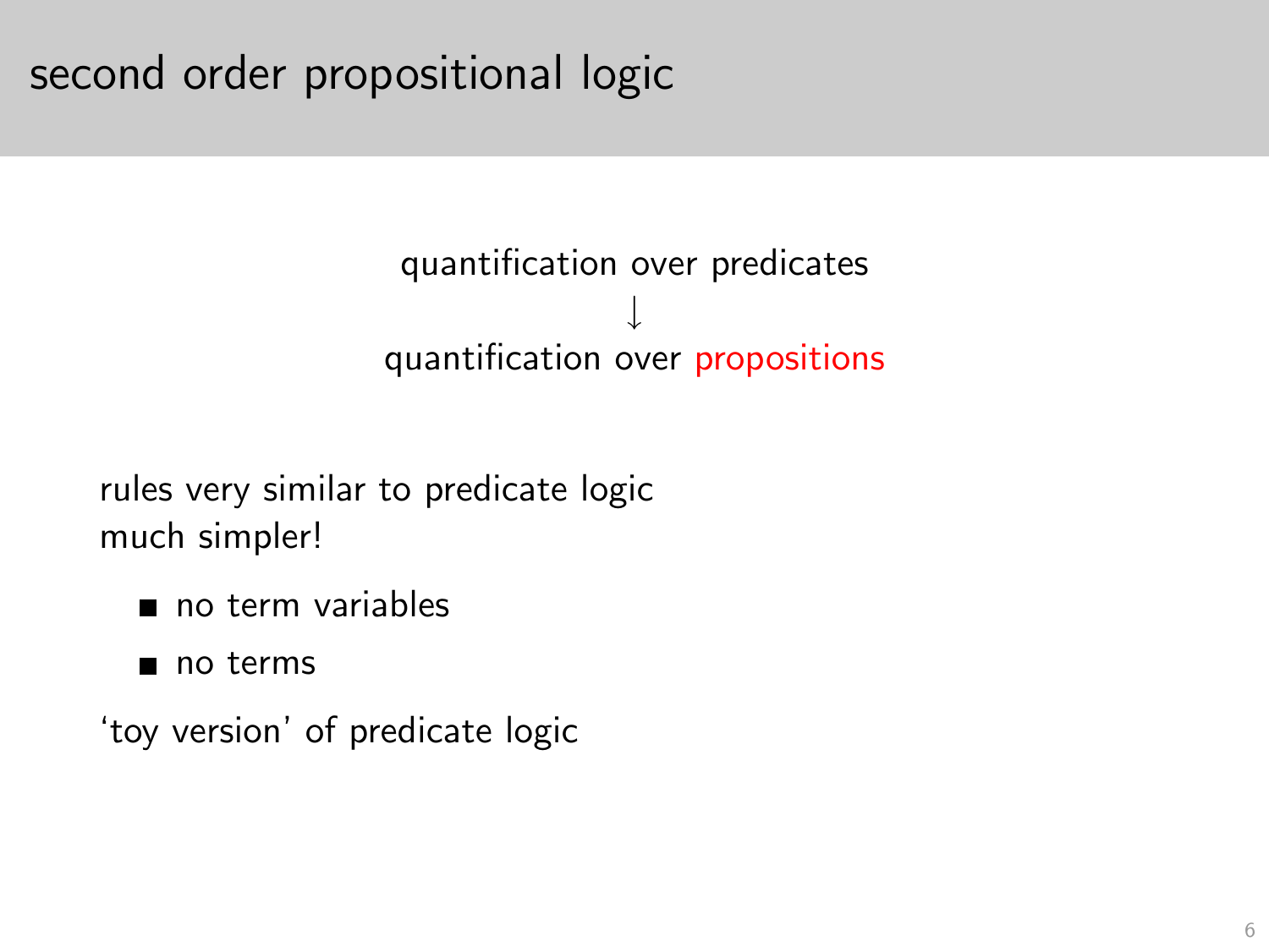# second order propositional logic

quantification over predicates

$\downarrow$

quantification over propositions

rules very similar to predicate logic
much simpler!

- no term variables
- no terms

'toy version' of predicate logic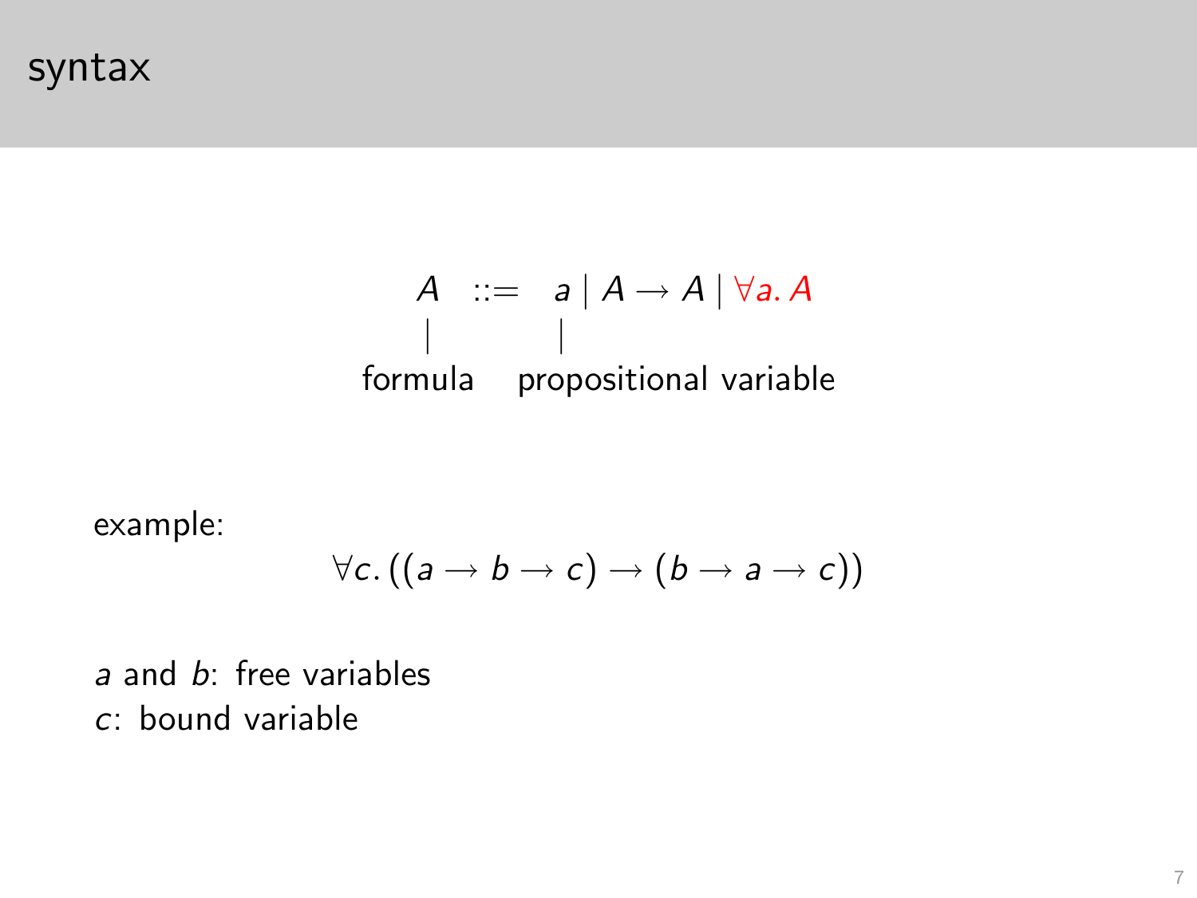# syntax

$$A \;::=\; a \mid A \to A \mid \forall a.\, A$$

formula (A) — propositional variable (a)

example:

$$\forall c.\,((a \to b \to c) \to (b \to a \to c))$$

$a$ and $b$: free variables

$c$: bound variable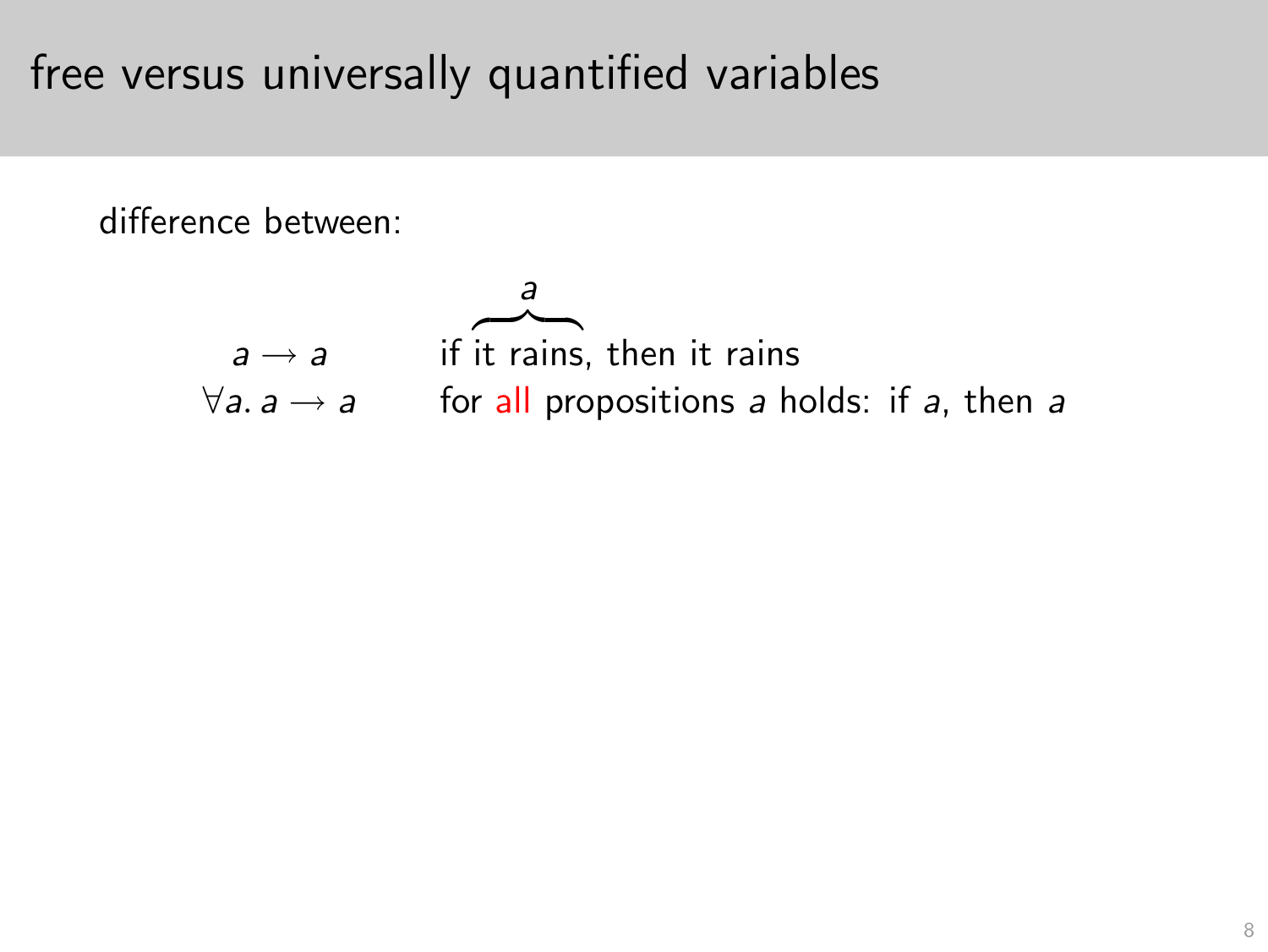# free versus universally quantified variables

difference between:

| | |
|---|---|
| $a \rightarrow a$ | if $\overbrace{\text{it rains}}^{a}$, then it rains |
| $\forall a.\, a \rightarrow a$ | for all propositions $a$ holds: if $a$, then $a$ |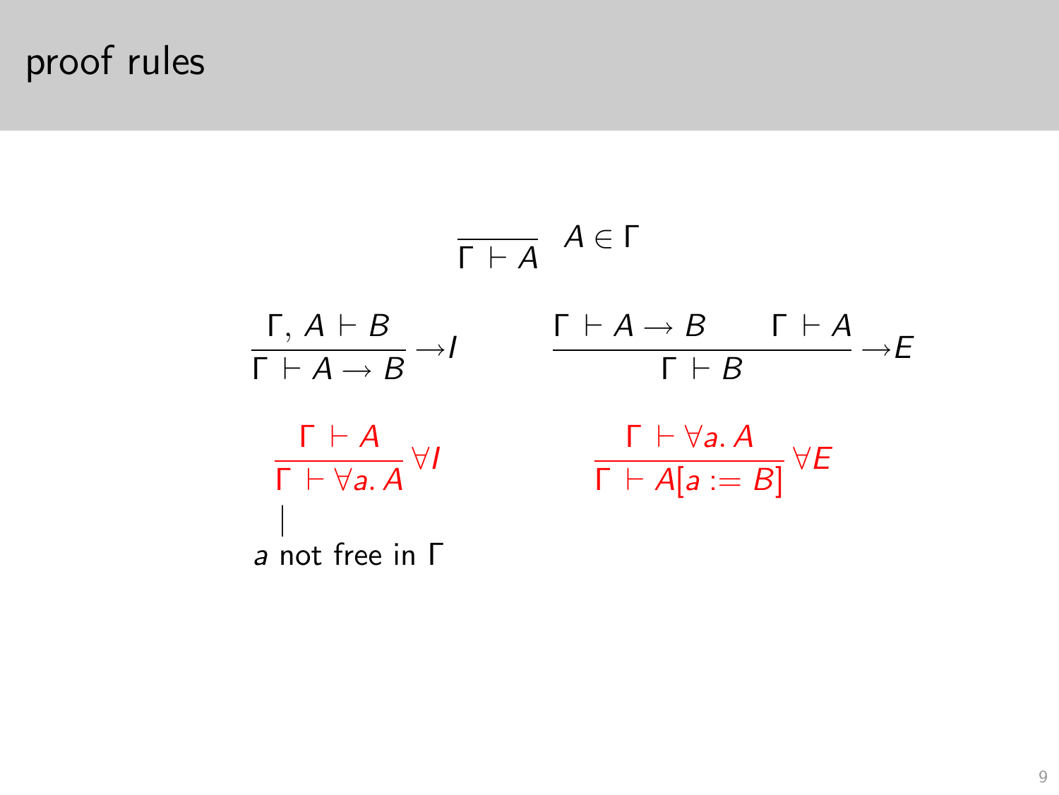# proof rules

$$\frac{}{\Gamma \vdash A} \; A \in \Gamma$$

$$\frac{\Gamma, A \vdash B}{\Gamma \vdash A \to B} \to I \qquad \frac{\Gamma \vdash A \to B \qquad \Gamma \vdash A}{\Gamma \vdash B} \to E$$

$$\frac{\Gamma \vdash A}{\Gamma \vdash \forall a.\, A} \forall I \qquad \frac{\Gamma \vdash \forall a.\, A}{\Gamma \vdash A[a := B]} \forall E$$

$a$ not free in $\Gamma$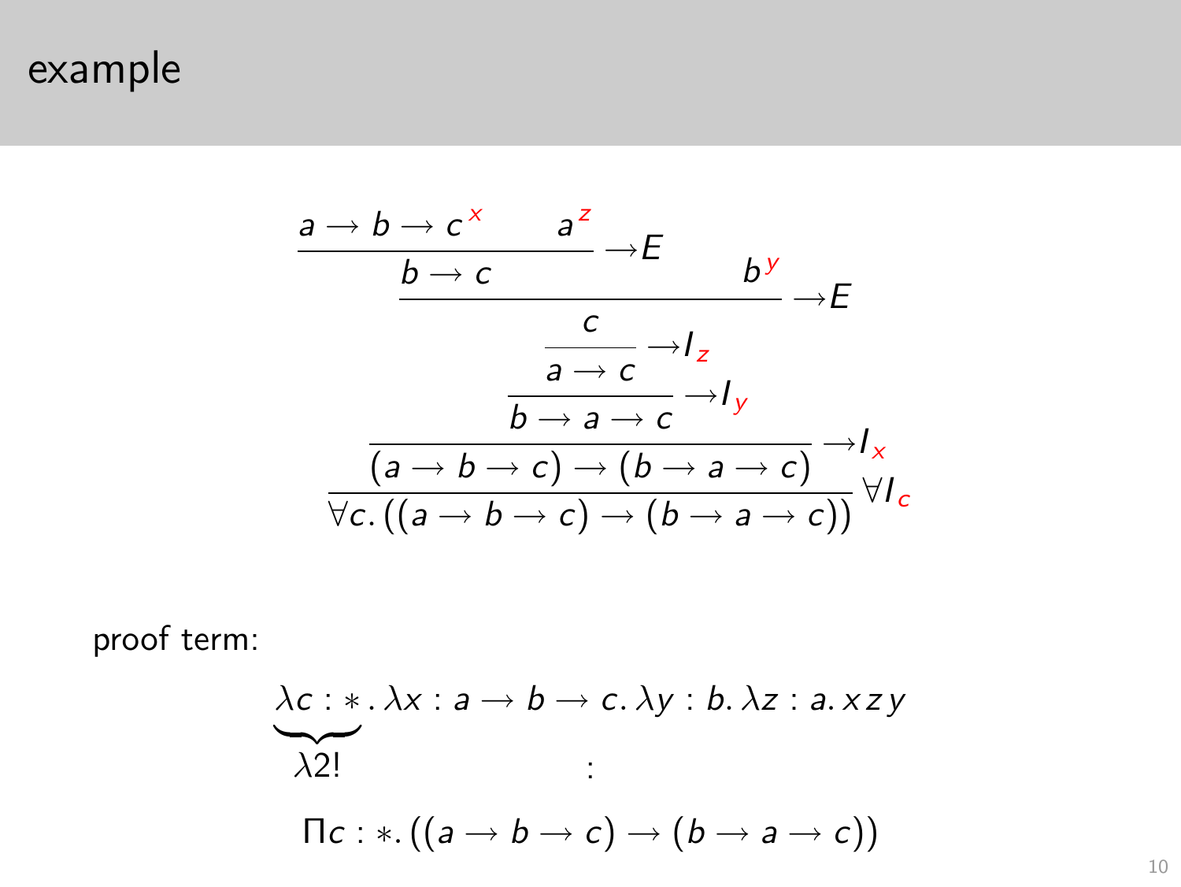# example

$$
\dfrac{\dfrac{\dfrac{\dfrac{\dfrac{\dfrac{a \to b \to c^{\color{red}x} \qquad a^{\color{red}z}}{b \to c}\to E \qquad b^{\color{red}y}}{c}\to E}{a \to c}\to I_{\color{red}z}}{b \to a \to c}\to I_{\color{red}y}}{(a \to b \to c) \to (b \to a \to c)}\to I_{\color{red}x}}{\forall c.\,((a \to b \to c) \to (b \to a \to c))}\forall I_{\color{red}c}
$$

proof term:

$$
\underbrace{\lambda c : *}_{\lambda 2!}.\, \lambda x : a \to b \to c.\, \lambda y : b.\, \lambda z : a.\, x\, z\, y
$$

$$
:
$$

$$
\Pi c : *.\, ((a \to b \to c) \to (b \to a \to c))
$$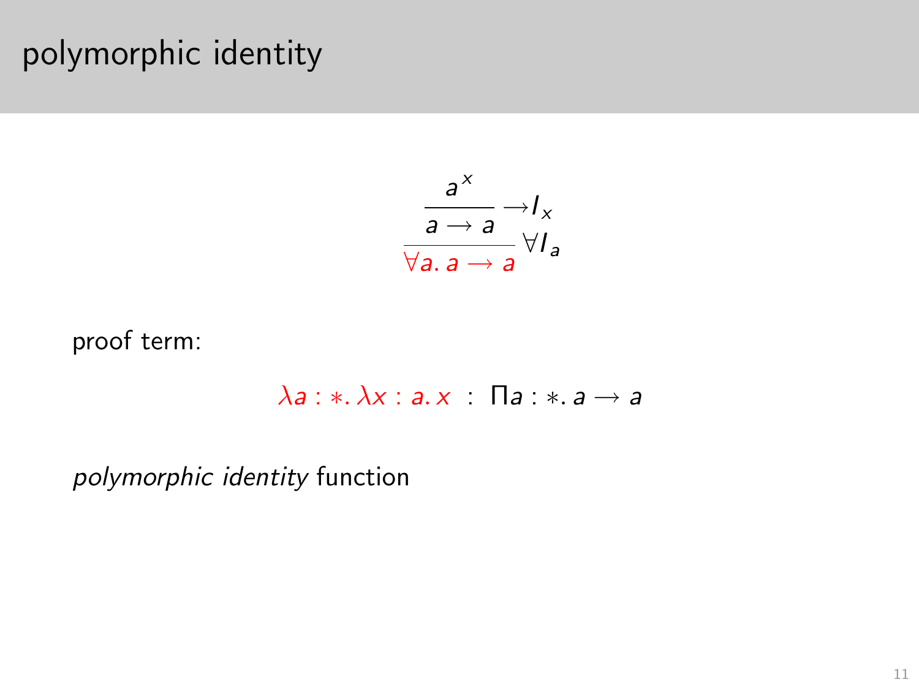# polymorphic identity

$$\dfrac{\dfrac{a^x}{a \to a} \to I_x}{\forall a.\, a \to a} \, \forall I_a$$

proof term:

$$\lambda a : *.\, \lambda x : a.\, x \;:\; \Pi a : *.\, a \to a$$

*polymorphic identity* function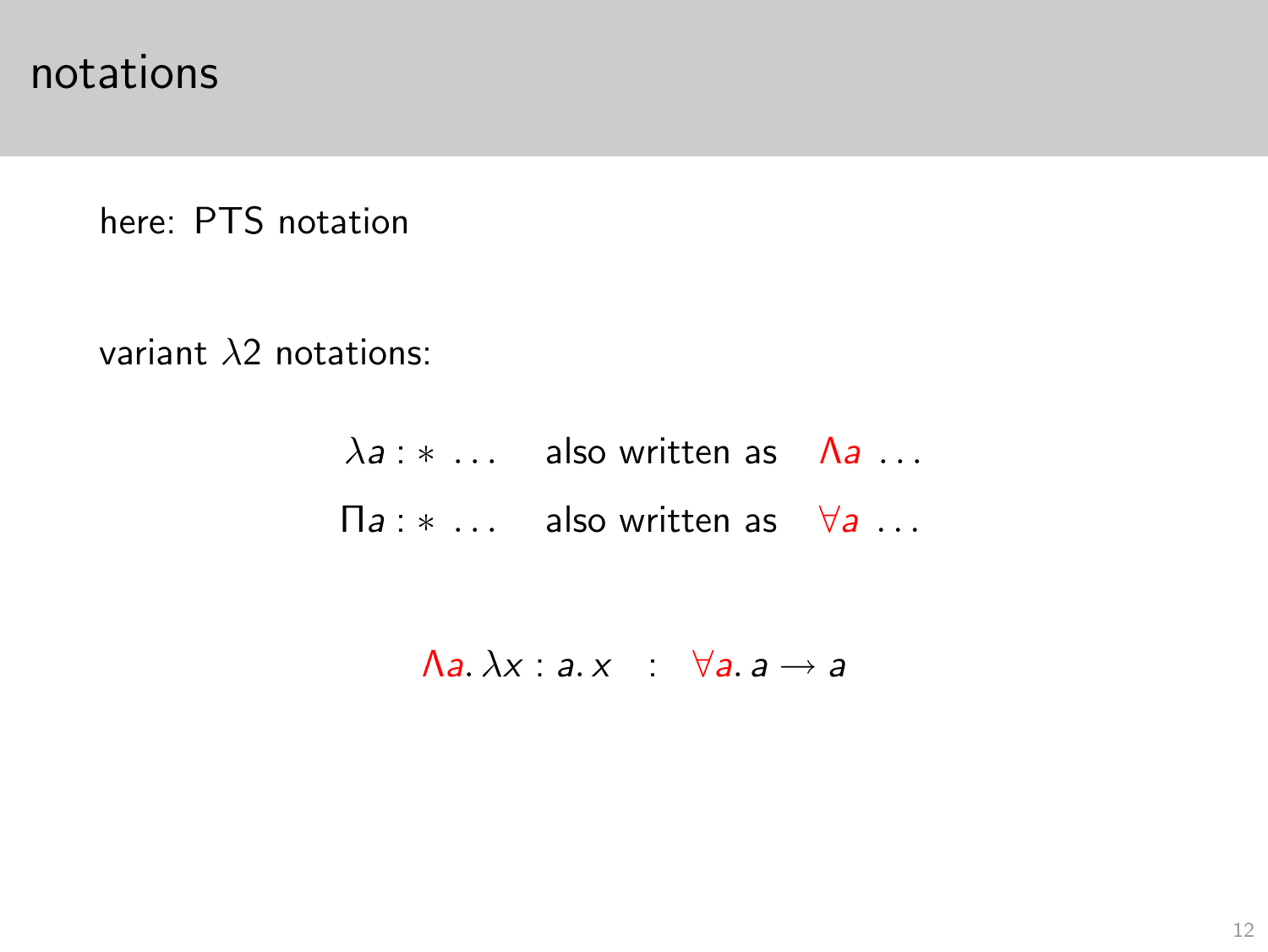# notations

here: PTS notation

variant $\lambda 2$ notations:

$$\lambda a : * \; \ldots \quad \text{also written as} \quad \Lambda a \; \ldots$$

$$\Pi a : * \; \ldots \quad \text{also written as} \quad \forall a \; \ldots$$

$$\Lambda a.\, \lambda x : a.\, x \quad : \quad \forall a.\, a \to a$$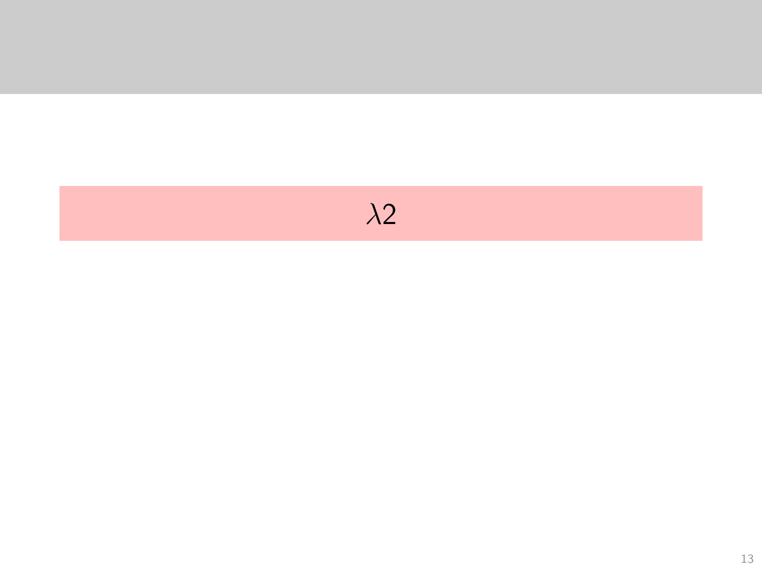$\lambda 2$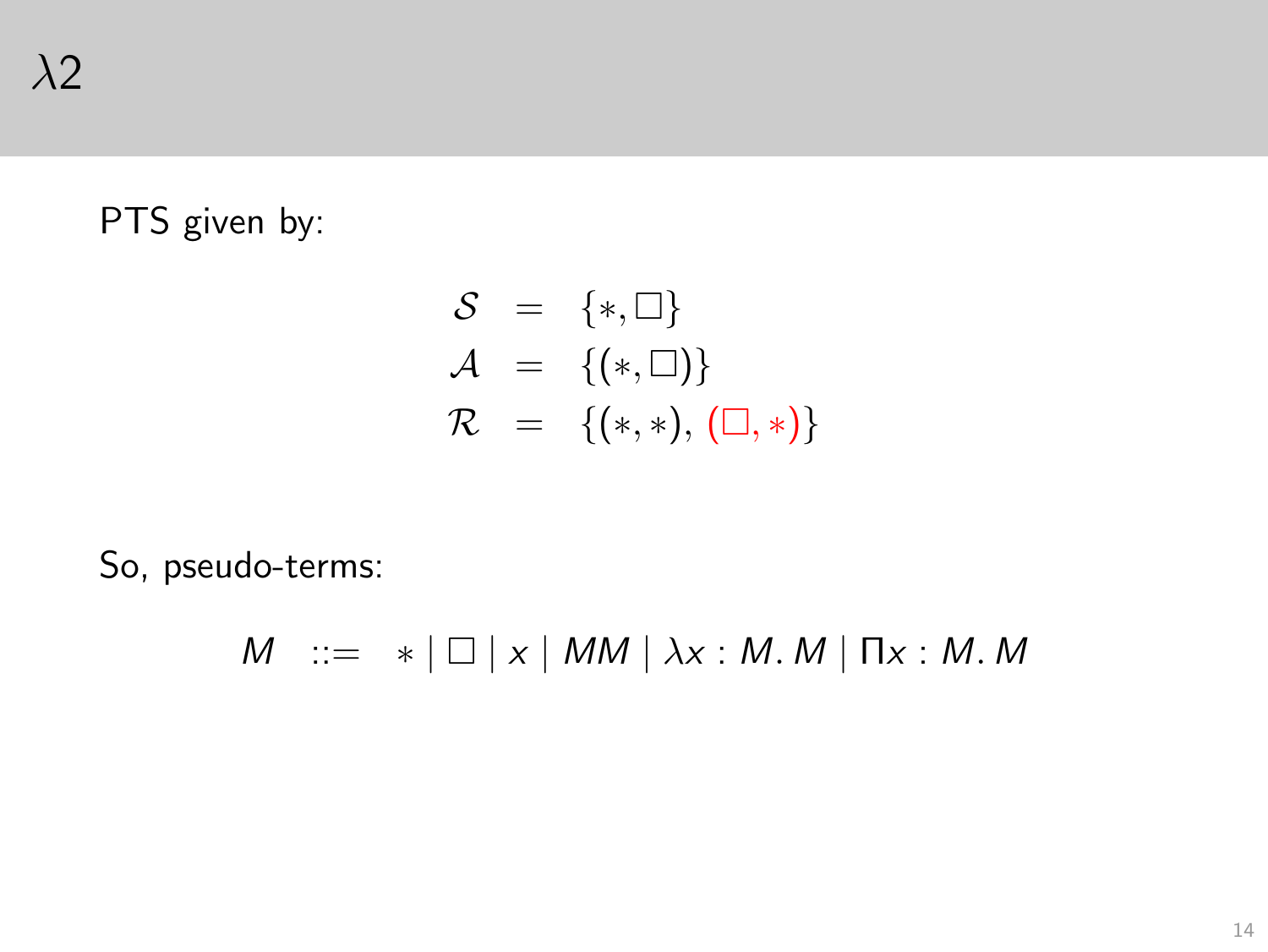# $\lambda 2$

PTS given by:

$$
\begin{aligned}
\mathcal{S} &= \{*, \Box\} \\
\mathcal{A} &= \{(*, \Box)\} \\
\mathcal{R} &= \{(*, *), (\Box, *)\}
\end{aligned}
$$

So, pseudo-terms:

$$
M \quad ::= \quad * \mid \Box \mid x \mid MM \mid \lambda x : M.\, M \mid \Pi x : M.\, M
$$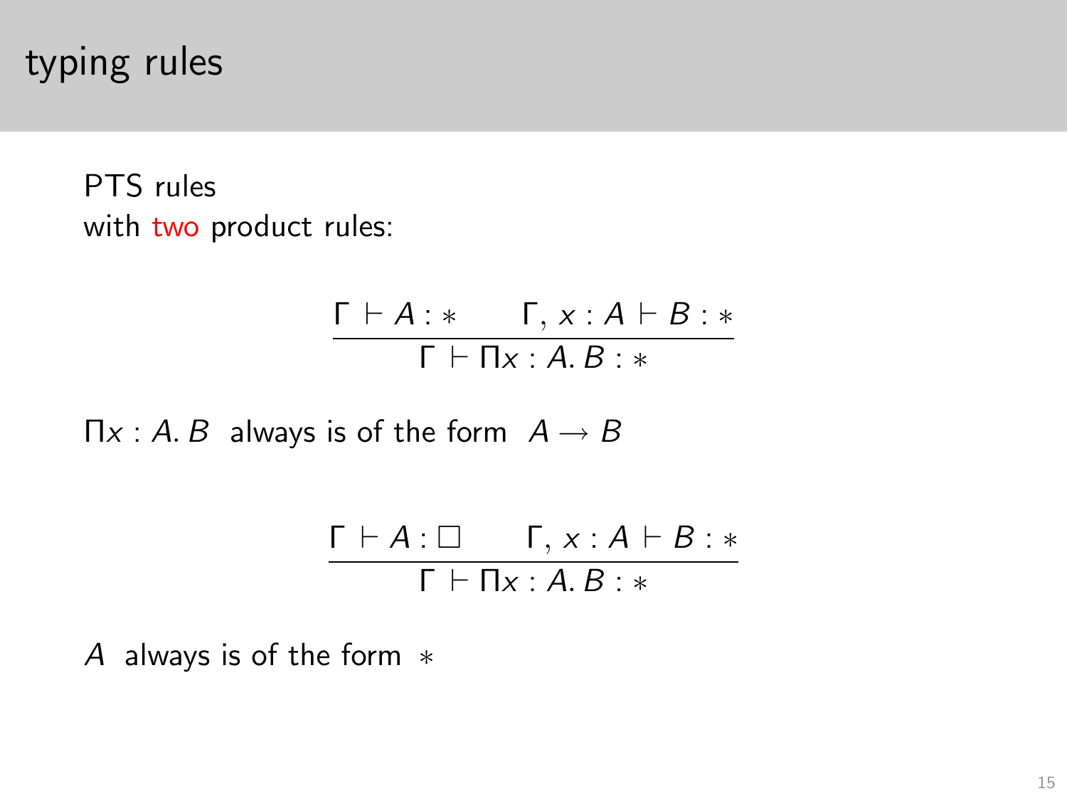# typing rules

PTS rules
with two product rules:

$$\frac{\Gamma \vdash A : * \qquad \Gamma, x : A \vdash B : *}{\Gamma \vdash \Pi x : A.\, B : *}$$

$\Pi x : A.\, B$ always is of the form $A \rightarrow B$

$$\frac{\Gamma \vdash A : \Box \qquad \Gamma, x : A \vdash B : *}{\Gamma \vdash \Pi x : A.\, B : *}$$

$A$ always is of the form $*$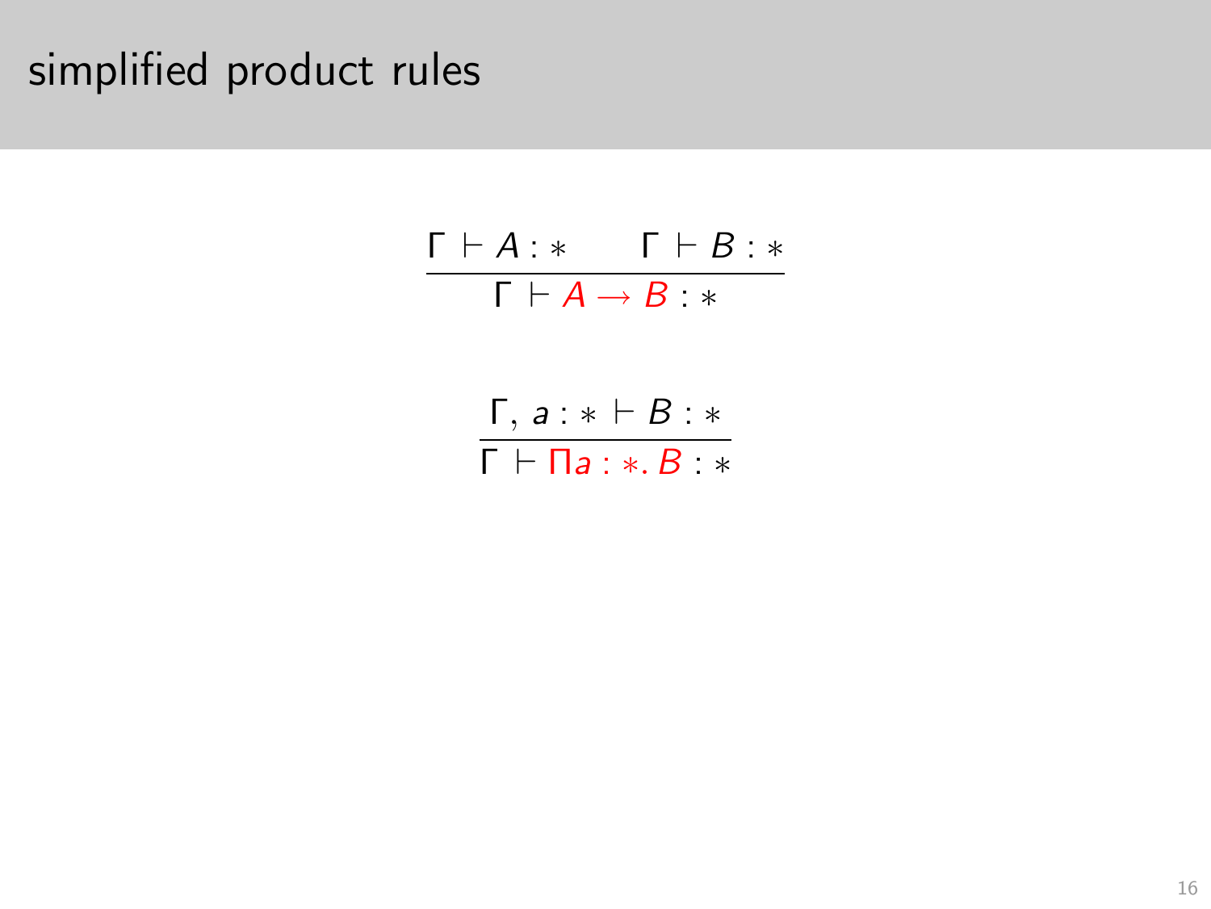# simplified product rules

$$\frac{\Gamma \vdash A : * \qquad \Gamma \vdash B : *}{\Gamma \vdash A \to B : *}$$

$$\frac{\Gamma,\, a : * \vdash B : *}{\Gamma \vdash \Pi a : *.\, B : *}$$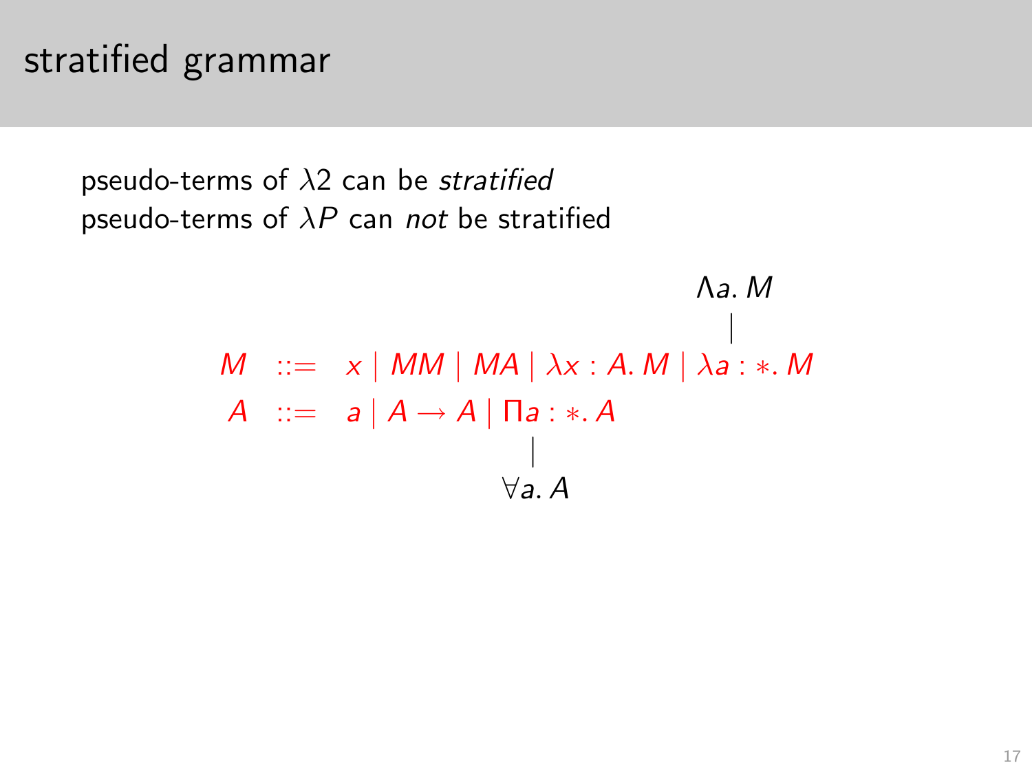# stratified grammar

pseudo-terms of $\lambda 2$ can be *stratified*
pseudo-terms of $\lambda P$ can *not* be stratified

$$
\begin{array}{rcl}
 & & \hphantom{x \mid MM \mid MA \mid \lambda x : A.\, M \mid\ } \Lambda a.\, M \\
 & & \hphantom{x \mid MM \mid MA \mid \lambda x : A.\, M \mid\ \Lambda a} | \\
M & ::= & x \mid MM \mid MA \mid \lambda x : A.\, M \mid \lambda a : *.\, M \\
A & ::= & a \mid A \to A \mid \Pi a : *.\, A \\
 & & \hphantom{a \mid A \to A \mid \Pi a} | \\
 & & \hphantom{a \mid A \to A \mid\ } \forall a.\, A
\end{array}
$$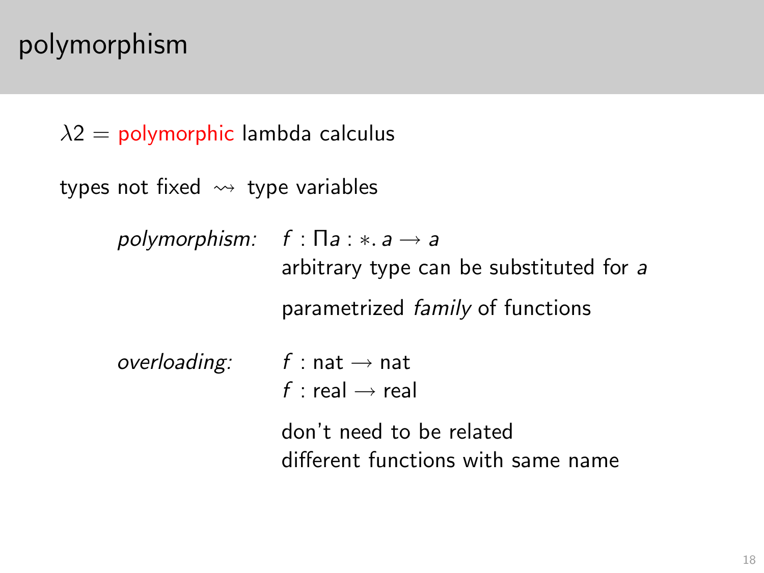# polymorphism

$\lambda 2$ = polymorphic lambda calculus

types not fixed $\rightsquigarrow$ type variables

*polymorphism:* $f : \Pi a : *. \, a \to a$

arbitrary type can be substituted for $a$

parametrized *family* of functions

*overloading:* $f : \mathsf{nat} \to \mathsf{nat}$

$f : \mathsf{real} \to \mathsf{real}$

don't need to be related
different functions with same name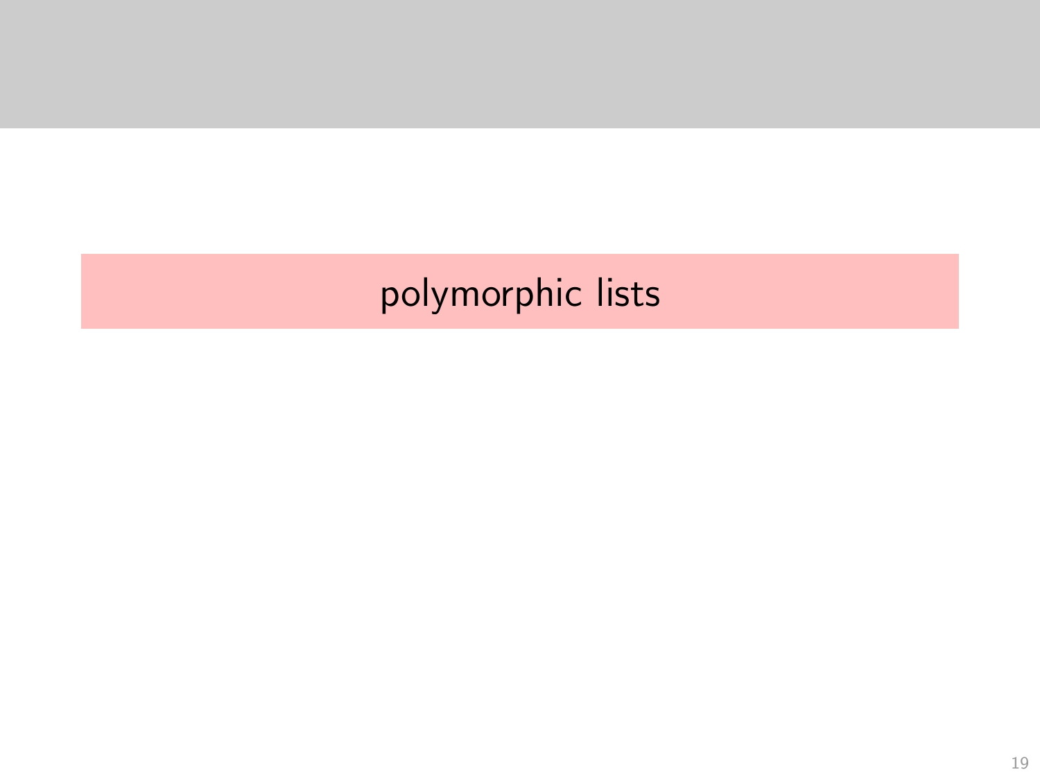# polymorphic lists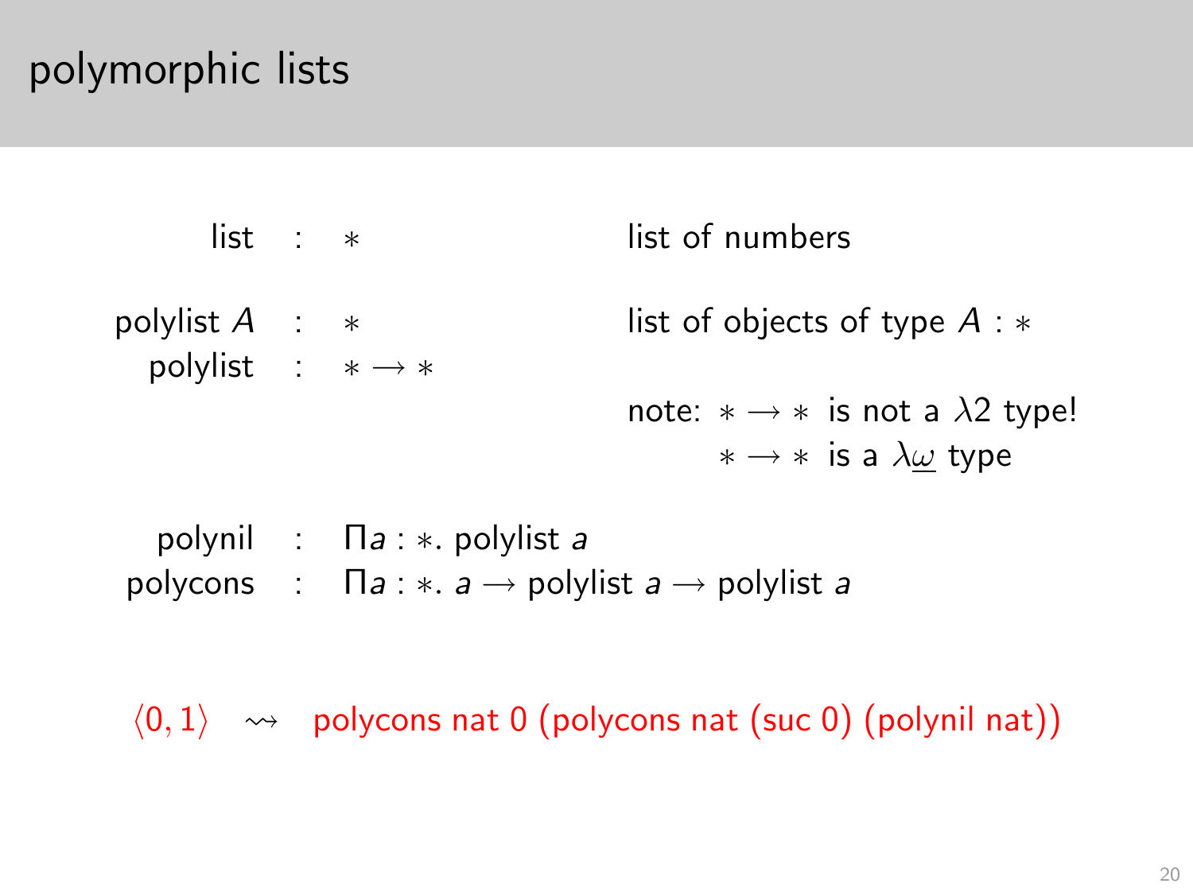# polymorphic lists

| | | | |
|---|---|---|---|
| list | : | $*$ | list of numbers |
| polylist $A$ | : | $*$ | list of objects of type $A : *$ |
| polylist | : | $* \to *$ | |

note: $* \to *$ is not a $\lambda 2$ type!
$* \to *$ is a $\lambda \underline{\omega}$ type

| | | |
|---|---|---|
| polynil | : | $\Pi a : *.\ \text{polylist}\ a$ |
| polycons | : | $\Pi a : *.\ a \to \text{polylist}\ a \to \text{polylist}\ a$ |

$\langle 0, 1 \rangle \rightsquigarrow$ polycons nat 0 (polycons nat (suc 0) (polynil nat))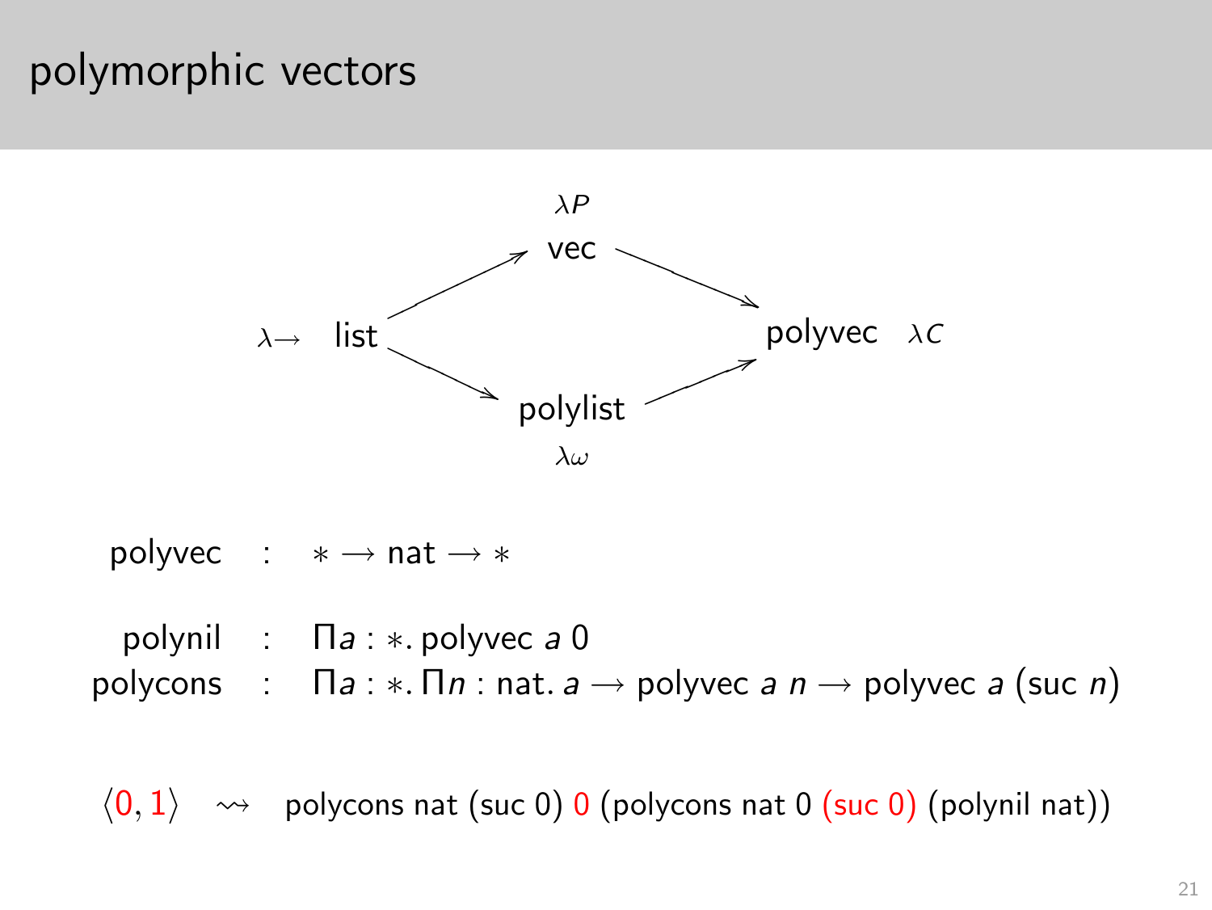# polymorphic vectors

$\lambda P$ vec

$\lambda{\to}$ list → vec → polyvec $\lambda C$

list → polylist → polyvec

polylist $\lambda\omega$

$$\text{polyvec} \quad : \quad * \to \text{nat} \to *$$

$$\text{polynil} \quad : \quad \Pi a : *.\ \text{polyvec}\ a\ 0$$

$$\text{polycons} \quad : \quad \Pi a : *.\ \Pi n : \text{nat}.\ a \to \text{polyvec}\ a\ n \to \text{polyvec}\ a\ (\text{suc}\ n)$$

$$\langle 0, 1\rangle \quad \leadsto \quad \text{polycons nat (suc 0) 0 (polycons nat 0 (suc 0) (polynil nat))}$$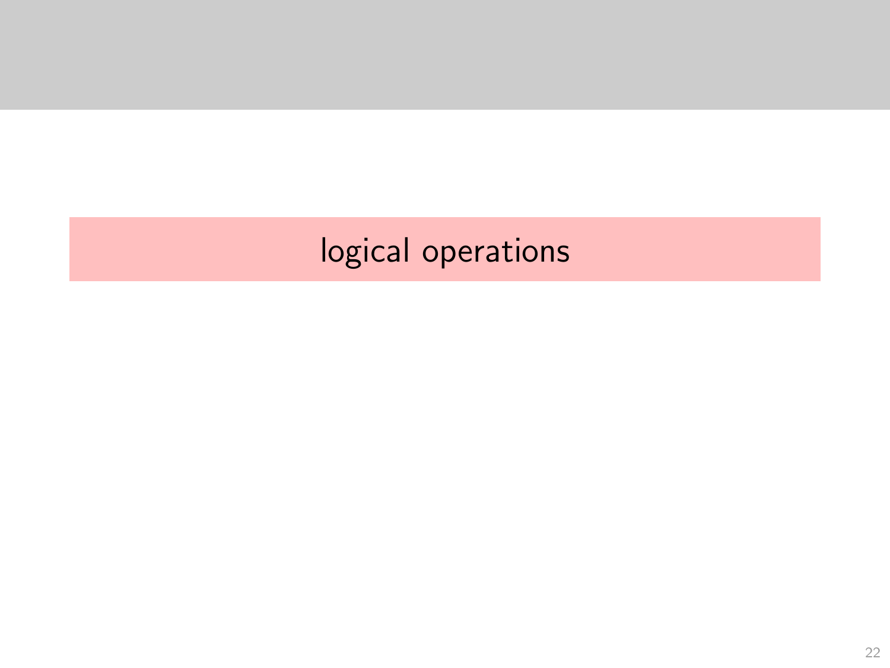# logical operations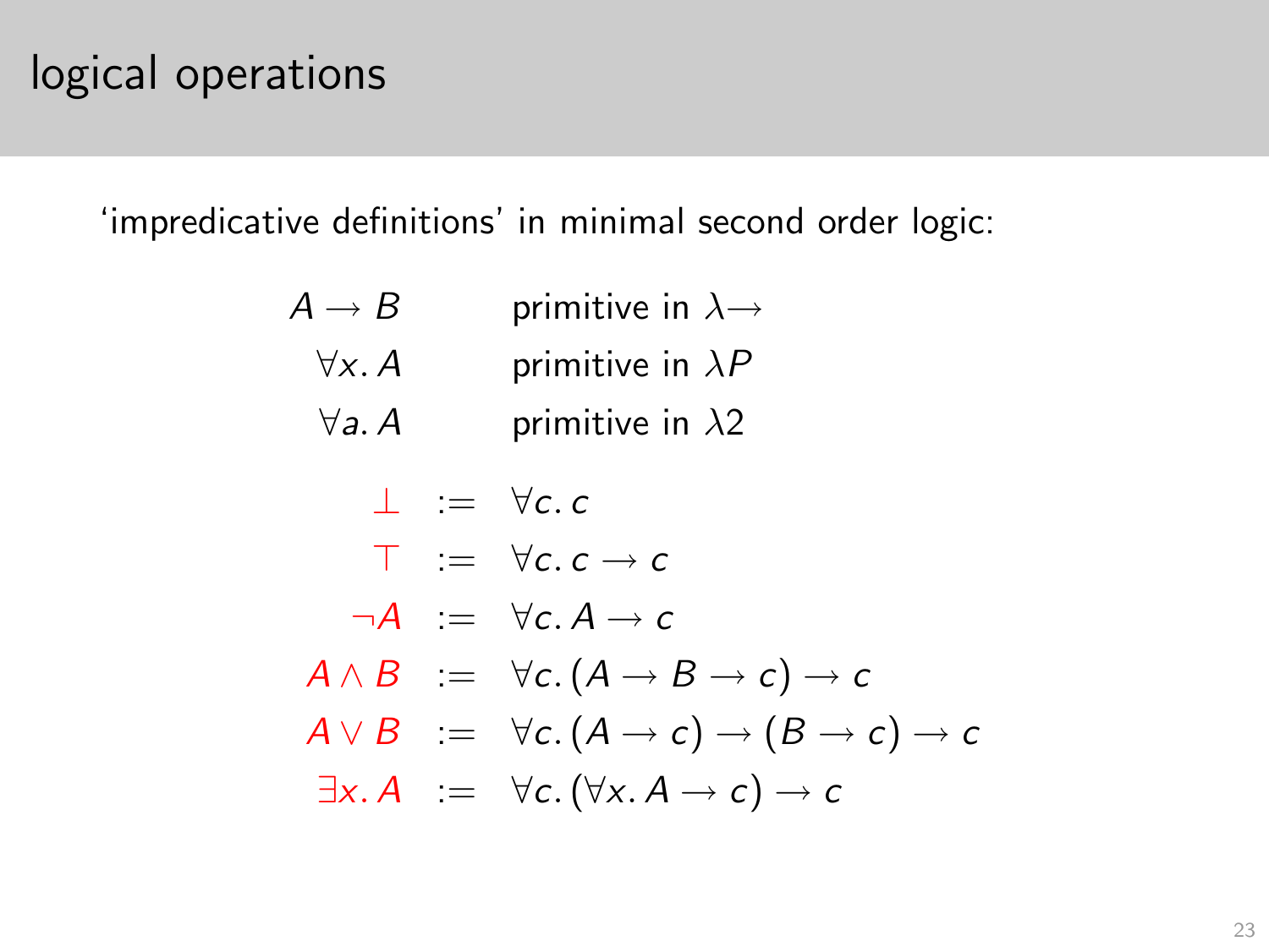# logical operations

'impredicative definitions' in minimal second order logic:

$$
\begin{array}{ll}
A \to B & \text{primitive in } \lambda{\to} \\
\forall x.\, A & \text{primitive in } \lambda P \\
\forall a.\, A & \text{primitive in } \lambda 2
\end{array}
$$

$$
\begin{array}{rcl}
\bot & := & \forall c.\, c \\
\top & := & \forall c.\, c \to c \\
\neg A & := & \forall c.\, A \to c \\
A \wedge B & := & \forall c.\, (A \to B \to c) \to c \\
A \vee B & := & \forall c.\, (A \to c) \to (B \to c) \to c \\
\exists x.\, A & := & \forall c.\, (\forall x.\, A \to c) \to c
\end{array}
$$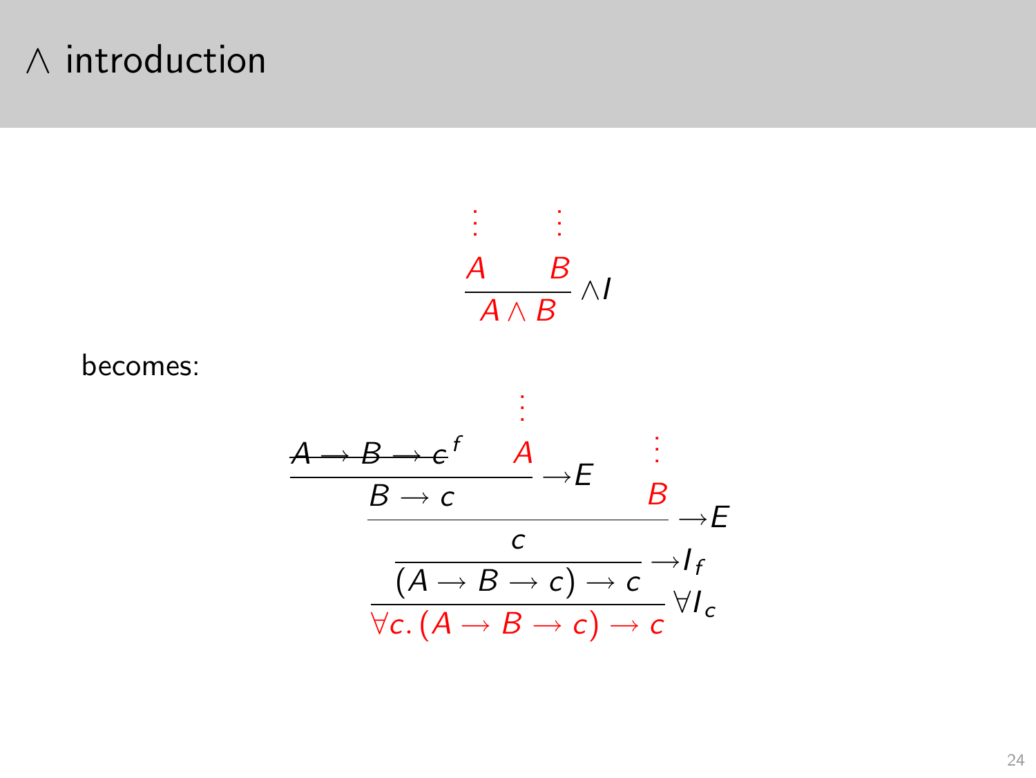# $\wedge$ introduction

$$
\dfrac{\begin{array}{cc} \vdots & \vdots \\ A & B \end{array}}{A \wedge B}\,\wedge I
$$

becomes:

$$
\dfrac{\dfrac{\dfrac{\dfrac{\cancel{A \rightarrow B \rightarrow c}^{\,f} \qquad \begin{array}{c} \vdots \\ A \end{array}}{B \rightarrow c}\,{\rightarrow}E \qquad \begin{array}{c} \vdots \\ B \end{array}}{c}\,{\rightarrow}E}{(A \rightarrow B \rightarrow c) \rightarrow c}\,{\rightarrow}I_f}{\forall c.\,(A \rightarrow B \rightarrow c) \rightarrow c}\,\forall I_c
$$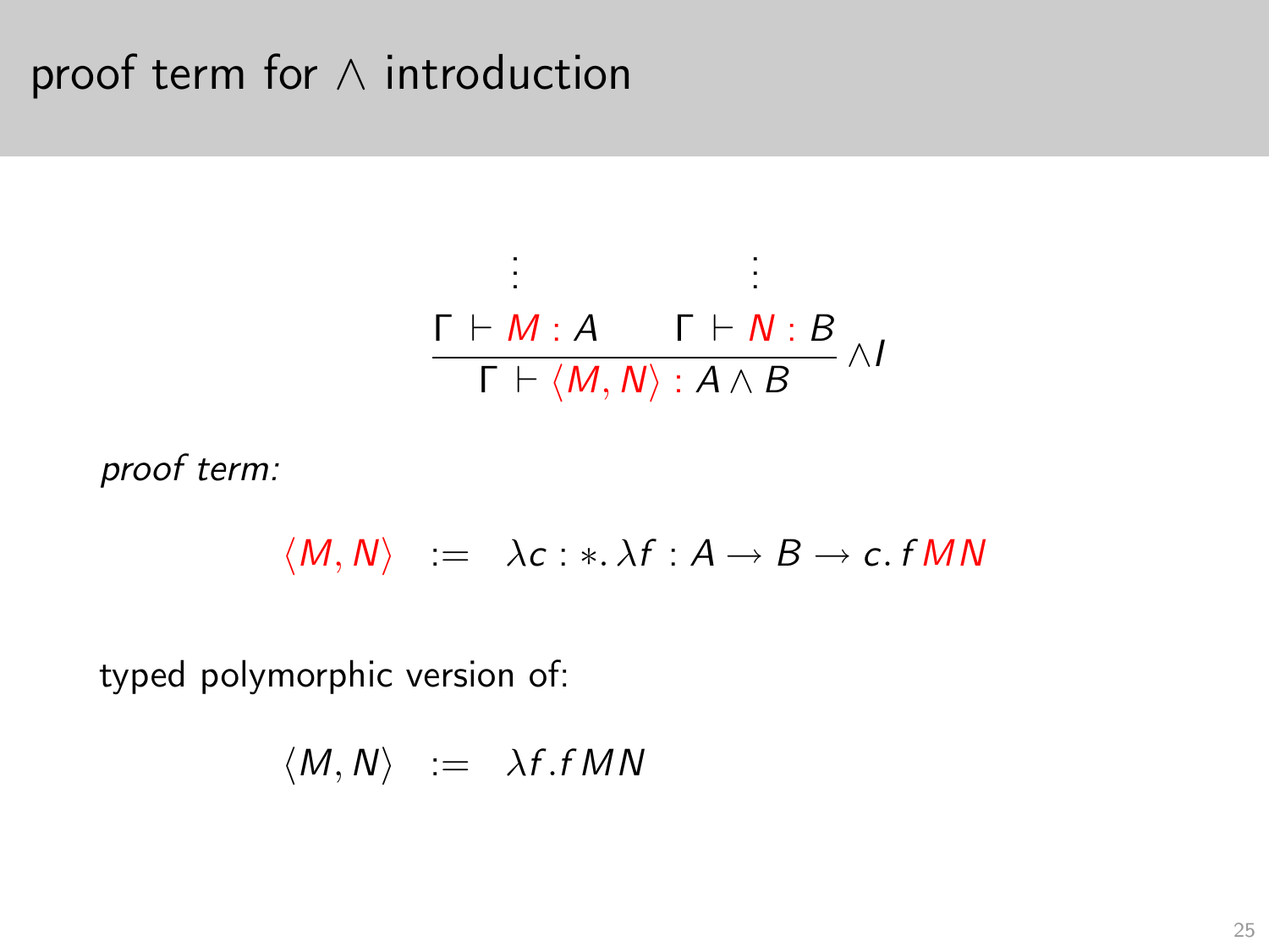# proof term for $\wedge$ introduction

$$\frac{\begin{array}{cc} \vdots & \vdots \\ \Gamma \vdash M : A & \Gamma \vdash N : B \end{array}}{\Gamma \vdash \langle M, N \rangle : A \wedge B} \wedge I$$

*proof term:*

$$\langle M, N \rangle \quad := \quad \lambda c : *. \, \lambda f : A \to B \to c. \, f \, M \, N$$

typed polymorphic version of:

$$\langle M, N \rangle \quad := \quad \lambda f. f \, M \, N$$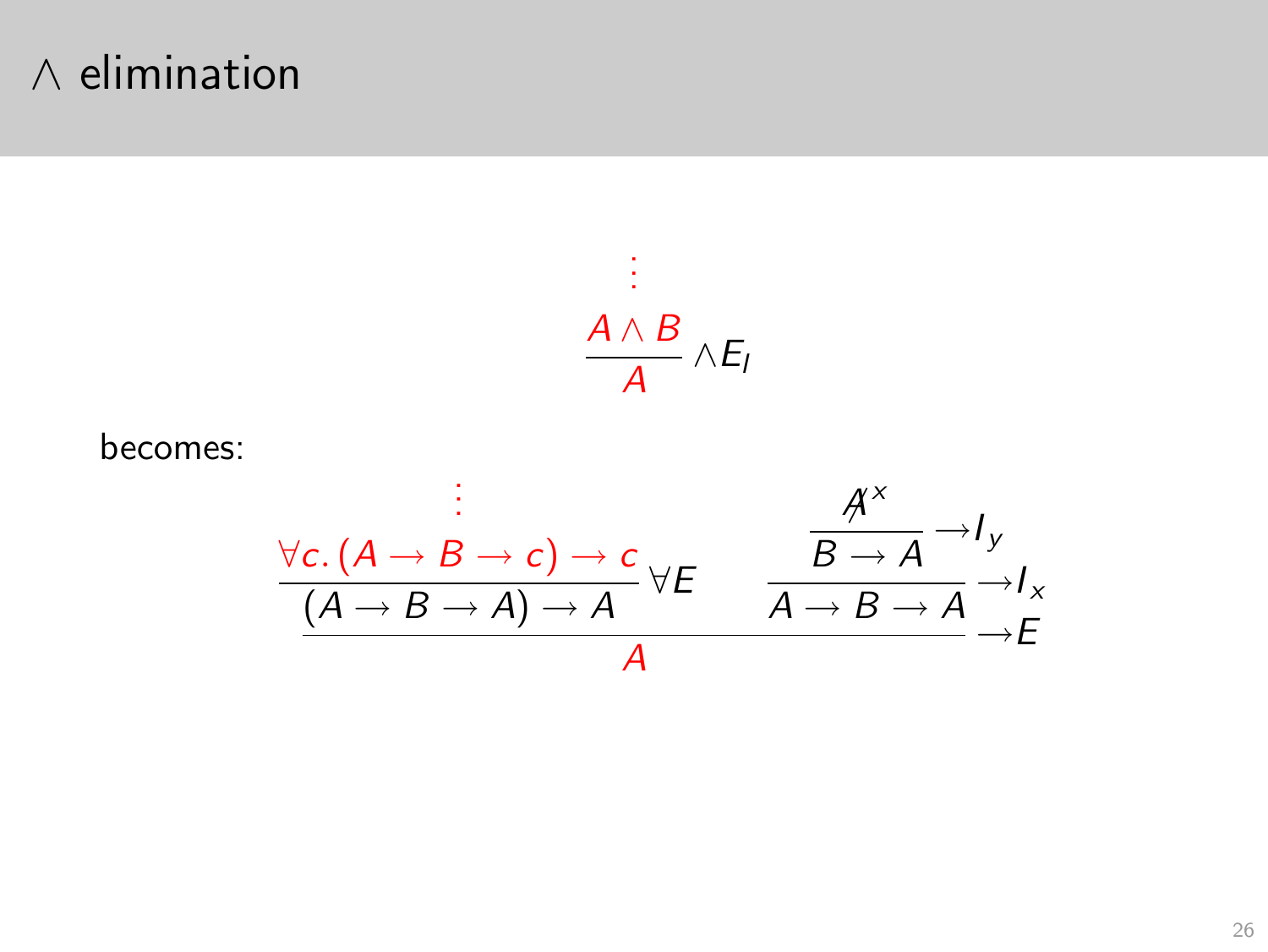# ∧ elimination

$$
\dfrac{\begin{array}{c}\vdots\\ A \wedge B\end{array}}{A}\ \wedge E_l
$$

becomes:

$$
\dfrac{\dfrac{\begin{array}{c}\vdots\\ \forall c.\,(A \to B \to c) \to c\end{array}}{(A \to B \to A) \to A}\ \forall E \qquad \dfrac{\dfrac{\not{A}^{x}}{B \to A}\ {\to}I_y}{A \to B \to A}\ {\to}I_x}{A}\ {\to}E
$$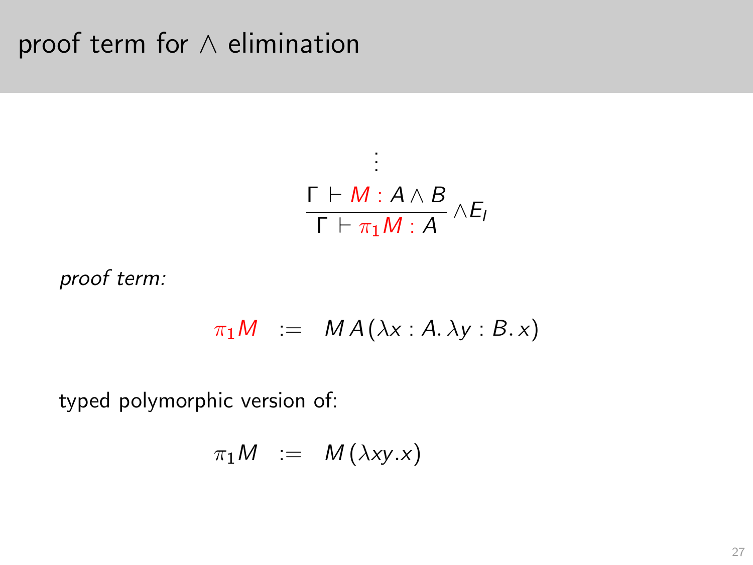# proof term for ∧ elimination

$$\dfrac{\begin{array}{c}\vdots \\ \Gamma \vdash M : A \wedge B\end{array}}{\Gamma \vdash \pi_1 M : A} \wedge E_l$$

*proof term:*

$$\pi_1 M \quad := \quad M\, A\, (\lambda x : A.\, \lambda y : B.\, x)$$

typed polymorphic version of:

$$\pi_1 M \quad := \quad M\, (\lambda xy.x)$$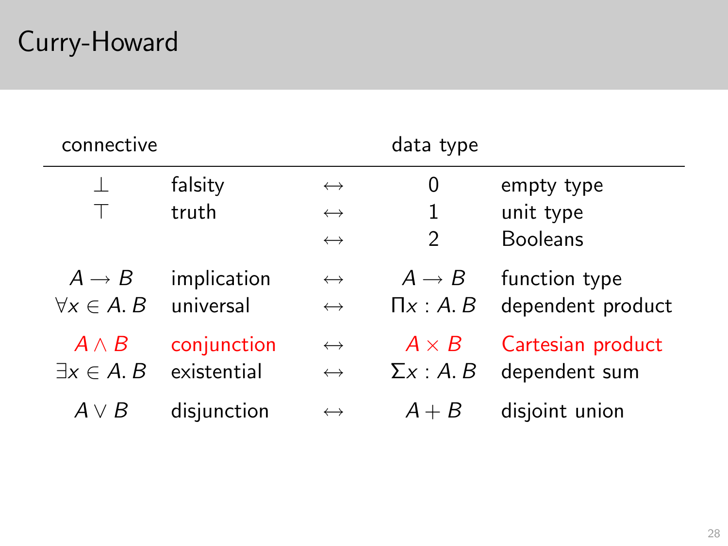# Curry-Howard

| connective | | | data type | |
|---|---|---|---|---|
| $\bot$ | falsity | $\leftrightarrow$ | $0$ | empty type |
| $\top$ | truth | $\leftrightarrow$ | $1$ | unit type |
| | | $\leftrightarrow$ | $2$ | Booleans |
| $A \to B$ | implication | $\leftrightarrow$ | $A \to B$ | function type |
| $\forall x \in A.\, B$ | universal | $\leftrightarrow$ | $\Pi x : A.\, B$ | dependent product |
| $A \wedge B$ | conjunction | $\leftrightarrow$ | $A \times B$ | Cartesian product |
| $\exists x \in A.\, B$ | existential | $\leftrightarrow$ | $\Sigma x : A.\, B$ | dependent sum |
| $A \vee B$ | disjunction | $\leftrightarrow$ | $A + B$ | disjoint union |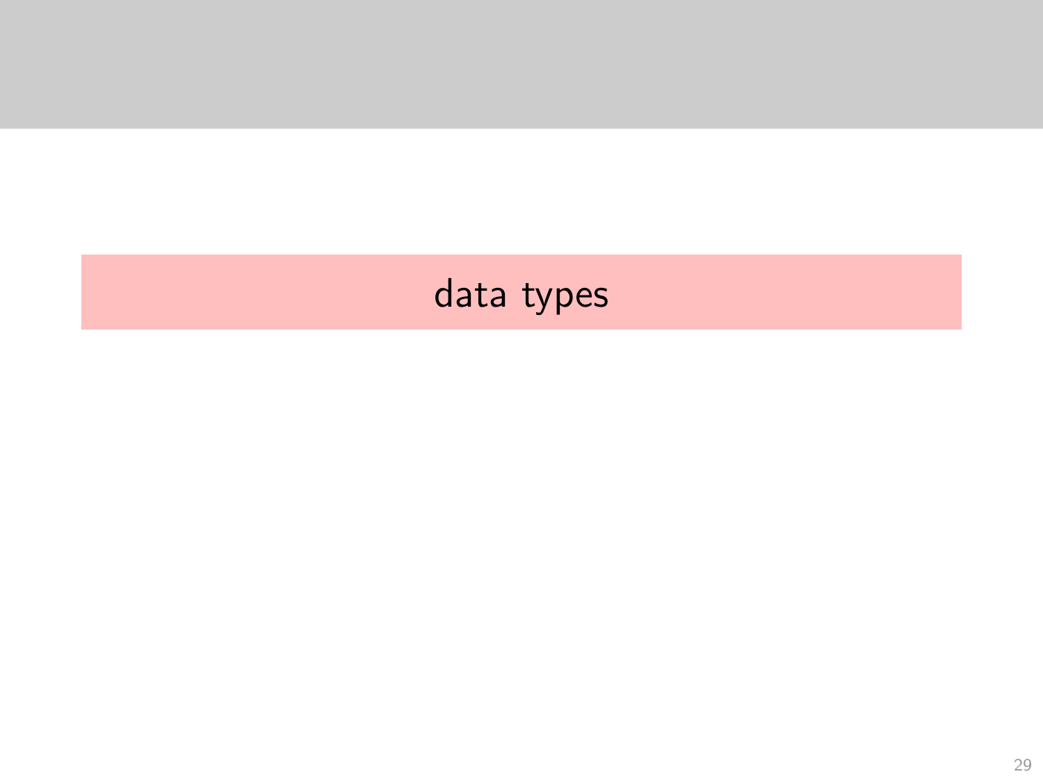# data types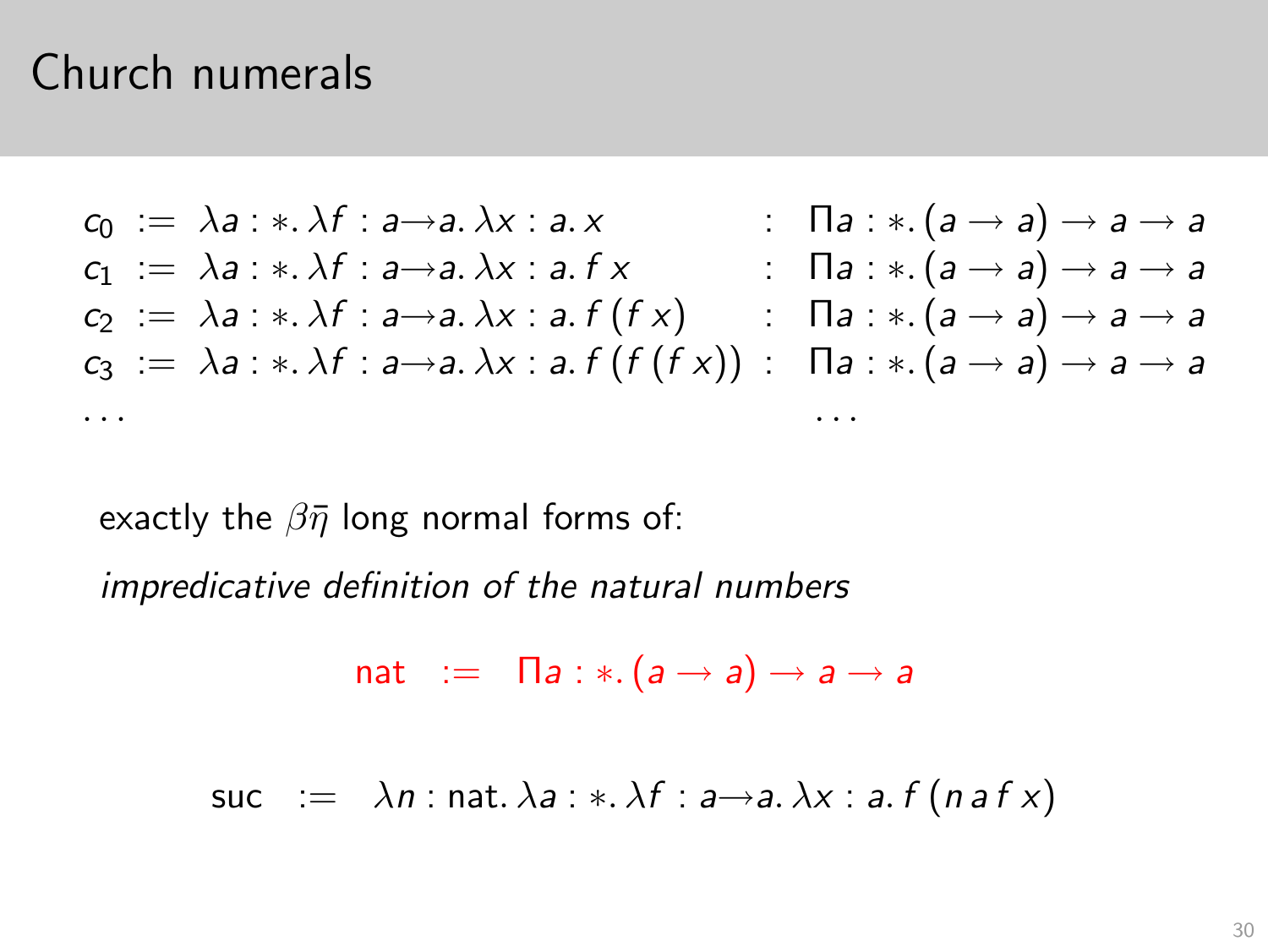# Church numerals

$$
\begin{array}{lcll}
c_0 & := & \lambda a : *.\, \lambda f : a{\to}a.\, \lambda x : a.\, x & : \;\; \Pi a : *.\, (a \to a) \to a \to a \\
c_1 & := & \lambda a : *.\, \lambda f : a{\to}a.\, \lambda x : a.\, f\, x & : \;\; \Pi a : *.\, (a \to a) \to a \to a \\
c_2 & := & \lambda a : *.\, \lambda f : a{\to}a.\, \lambda x : a.\, f\,(f\, x) & : \;\; \Pi a : *.\, (a \to a) \to a \to a \\
c_3 & := & \lambda a : *.\, \lambda f : a{\to}a.\, \lambda x : a.\, f\,(f\,(f\, x)) & : \;\; \Pi a : *.\, (a \to a) \to a \to a \\
\ldots & & & \;\;\;\; \ldots
\end{array}
$$

exactly the $\beta\bar{\eta}$ long normal forms of:

*impredicative definition of the natural numbers*

$$
\mathsf{nat} \;\; := \;\; \Pi a : *.\, (a \to a) \to a \to a
$$

$$
\mathsf{suc} \;\; := \;\; \lambda n : \mathsf{nat}.\, \lambda a : *.\, \lambda f : a{\to}a.\, \lambda x : a.\, f\,(n\, a\, f\, x)
$$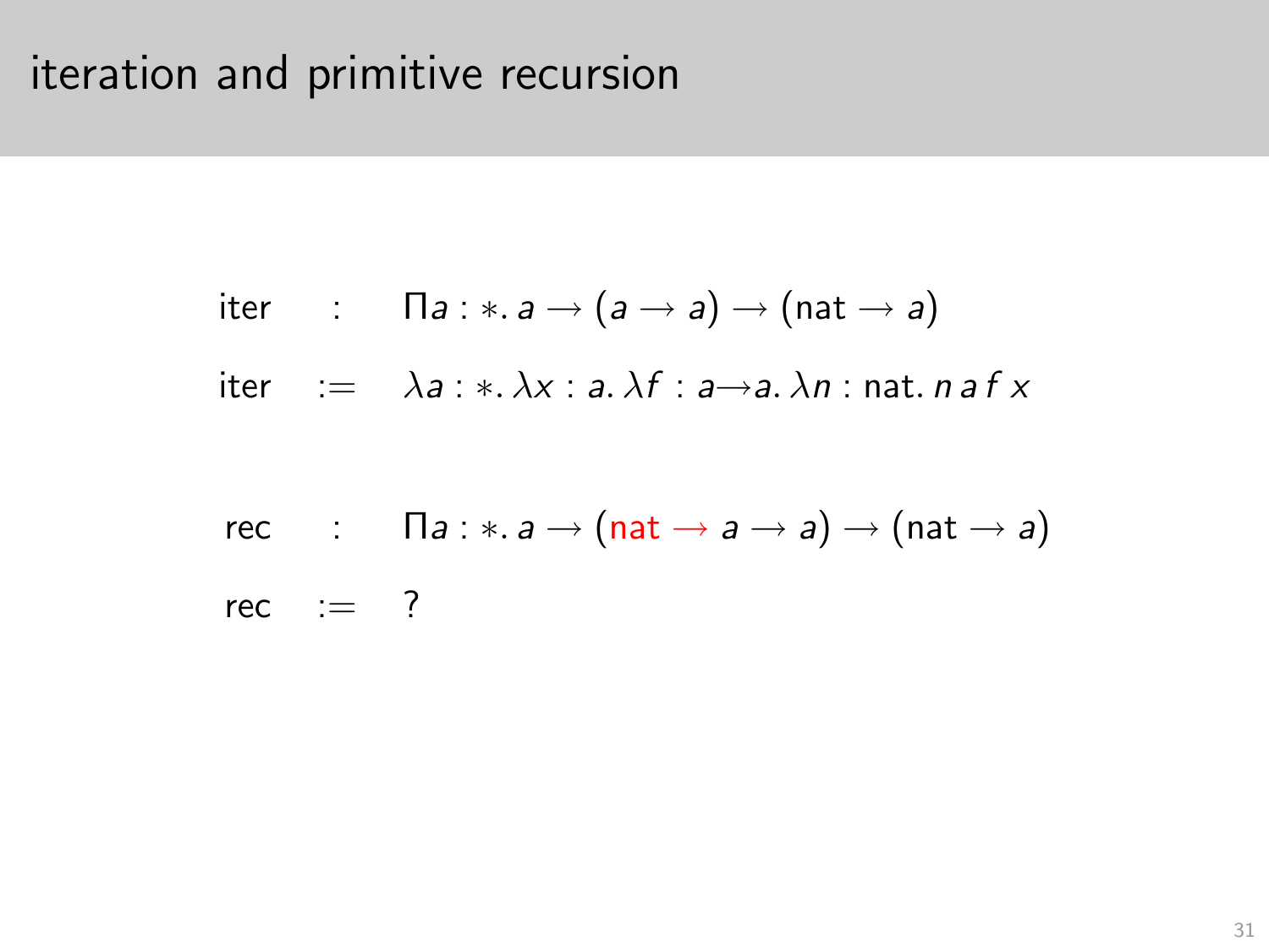# iteration and primitive recursion

$$\begin{array}{lcl}
\mathsf{iter} & : & \Pi a : *.\, a \rightarrow (a \rightarrow a) \rightarrow (\mathsf{nat} \rightarrow a) \\
\mathsf{iter} & := & \lambda a : *.\, \lambda x : a.\, \lambda f : a{\rightarrow}a.\, \lambda n : \mathsf{nat}.\, n\, a\, f\, x
\end{array}$$

$$\begin{array}{lcl}
\mathsf{rec} & : & \Pi a : *.\, a \rightarrow (\mathsf{nat} \rightarrow a \rightarrow a) \rightarrow (\mathsf{nat} \rightarrow a) \\
\mathsf{rec} & := & ?
\end{array}$$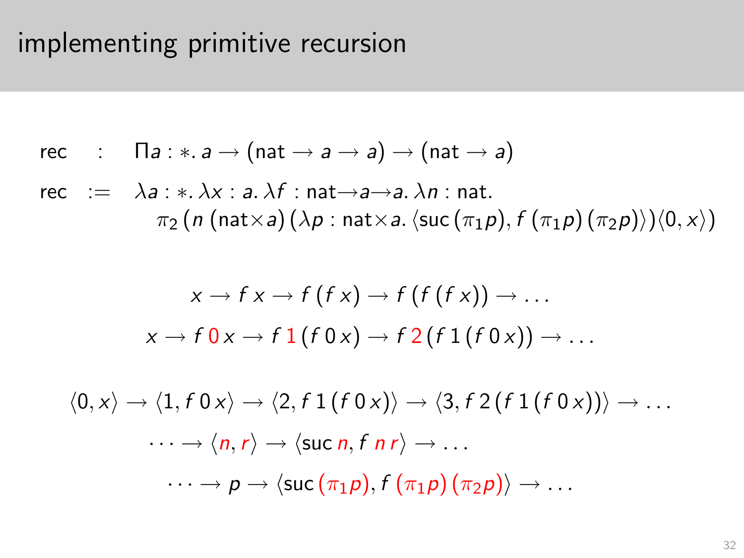# implementing primitive recursion

$$\text{rec} \quad : \quad \Pi a : *.\, a \to (\text{nat} \to a \to a) \to (\text{nat} \to a)$$

$$\text{rec} \quad := \quad \lambda a : *.\, \lambda x : a.\, \lambda f : \text{nat}{\to}a{\to}a.\, \lambda n : \text{nat}.$$
$$\pi_2\, (n\, (\text{nat}{\times}a)\, (\lambda p : \text{nat}{\times}a.\, \langle \text{suc}\, (\pi_1 p), f\, (\pi_1 p)\, (\pi_2 p)\rangle)\langle 0, x\rangle)$$

$$x \to f\, x \to f\, (f\, x) \to f\, (f\, (f\, x)) \to \ldots$$

$$x \to f\, 0\, x \to f\, 1\, (f\, 0\, x) \to f\, 2\, (f\, 1\, (f\, 0\, x)) \to \ldots$$

$$\langle 0, x\rangle \to \langle 1, f\, 0\, x\rangle \to \langle 2, f\, 1\, (f\, 0\, x)\rangle \to \langle 3, f\, 2\, (f\, 1\, (f\, 0\, x))\rangle \to \ldots$$

$$\cdots \to \langle n, r\rangle \to \langle \text{suc}\, n, f\; n\; r\rangle \to \ldots$$

$$\cdots \to p \to \langle \text{suc}\, (\pi_1 p), f\, (\pi_1 p)\, (\pi_2 p)\rangle \to \ldots$$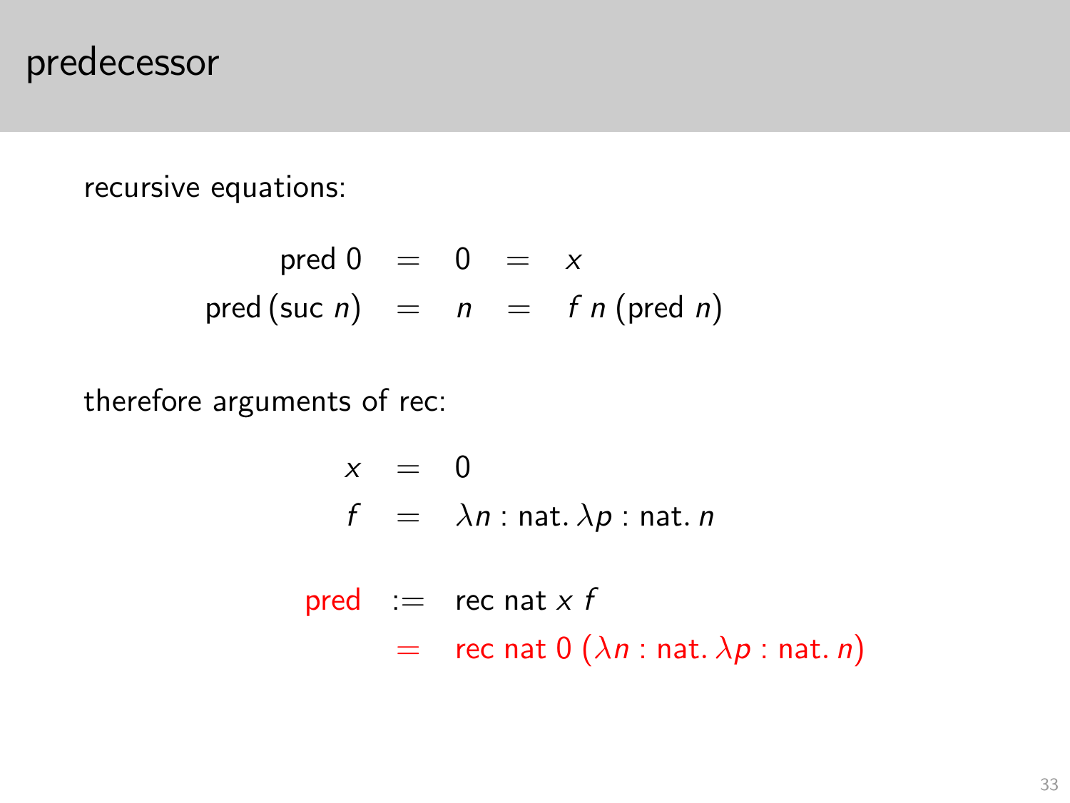# predecessor

recursive equations:

$$
\begin{array}{rcccl}
\text{pred}\ 0 & = & 0 & = & x \\
\text{pred}\ (\text{suc}\ n) & = & n & = & f\ n\ (\text{pred}\ n)
\end{array}
$$

therefore arguments of rec:

$$
\begin{array}{rcl}
x & = & 0 \\
f & = & \lambda n : \text{nat}.\, \lambda p : \text{nat}.\, n
\end{array}
$$

$$
\begin{array}{rcl}
\text{pred} & := & \text{rec nat}\ x\ f \\
 & = & \text{rec nat}\ 0\ (\lambda n : \text{nat}.\, \lambda p : \text{nat}.\, n)
\end{array}
$$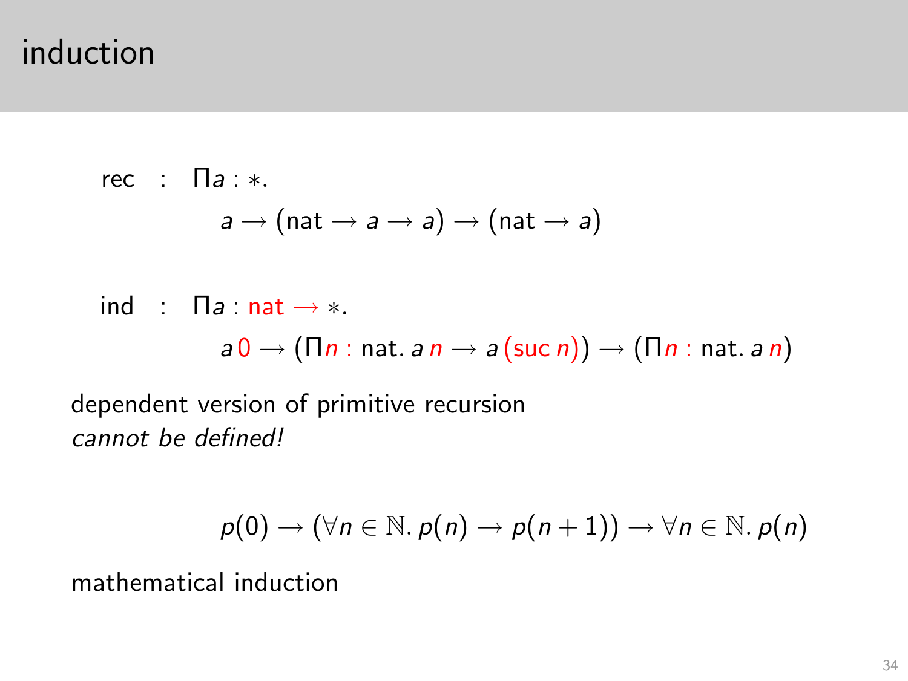# induction

$$\text{rec} \;:\; \Pi a : *.\; a \to (\text{nat} \to a \to a) \to (\text{nat} \to a)$$

$$\text{ind} \;:\; \Pi a : \text{nat} \to *.\; a\,0 \to (\Pi n : \text{nat}.\, a\,n \to a\,(\text{suc}\,n)) \to (\Pi n : \text{nat}.\, a\,n)$$

dependent version of primitive recursion

*cannot be defined!*

$$p(0) \to (\forall n \in \mathbb{N}.\, p(n) \to p(n+1)) \to \forall n \in \mathbb{N}.\, p(n)$$

mathematical induction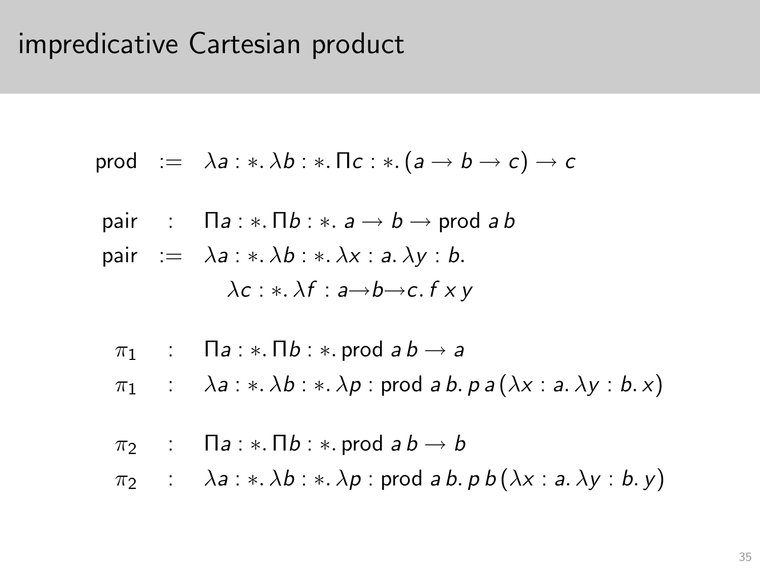# impredicative Cartesian product

$$\text{prod} \quad := \quad \lambda a : *.\, \lambda b : *.\, \Pi c : *.\, (a \to b \to c) \to c$$

$$\text{pair} \quad : \quad \Pi a : *.\, \Pi b : *.\; a \to b \to \text{prod}\; a\, b$$

$$\text{pair} \quad := \quad \lambda a : *.\, \lambda b : *.\, \lambda x : a.\, \lambda y : b.\; \lambda c : *.\, \lambda f : a \to b \to c.\, f\, x\, y$$

$$\pi_1 \quad : \quad \Pi a : *.\, \Pi b : *.\, \text{prod}\; a\, b \to a$$

$$\pi_1 \quad : \quad \lambda a : *.\, \lambda b : *.\, \lambda p : \text{prod}\; a\, b.\, p\, a\, (\lambda x : a.\, \lambda y : b.\, x)$$

$$\pi_2 \quad : \quad \Pi a : *.\, \Pi b : *.\, \text{prod}\; a\, b \to b$$

$$\pi_2 \quad : \quad \lambda a : *.\, \lambda b : *.\, \lambda p : \text{prod}\; a\, b.\, p\, b\, (\lambda x : a.\, \lambda y : b.\, y)$$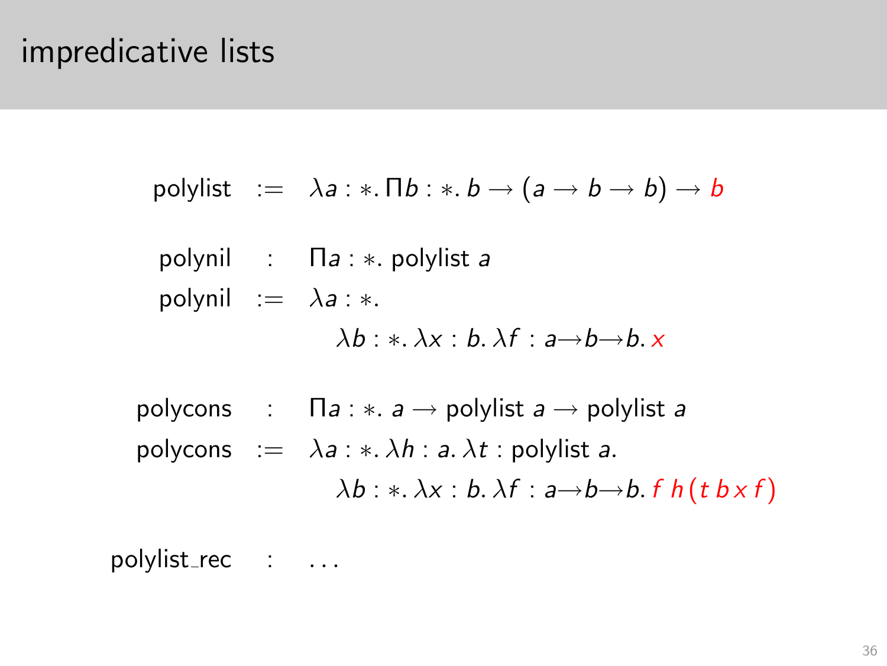# impredicative lists

$$\text{polylist} := \lambda a : *. \, \Pi b : *. \, b \to (a \to b \to b) \to b$$

$$\text{polynil} : \Pi a : *. \, \text{polylist } a$$

$$\text{polynil} := \lambda a : *. \; \lambda b : *. \, \lambda x : b. \, \lambda f : a \to b \to b. \, x$$

$$\text{polycons} : \Pi a : *. \, a \to \text{polylist } a \to \text{polylist } a$$

$$\text{polycons} := \lambda a : *. \, \lambda h : a. \, \lambda t : \text{polylist } a. \; \lambda b : *. \, \lambda x : b. \, \lambda f : a \to b \to b. \, f \, h \, (t \, b \, x \, f)$$

$$\text{polylist\_rec} : \ldots$$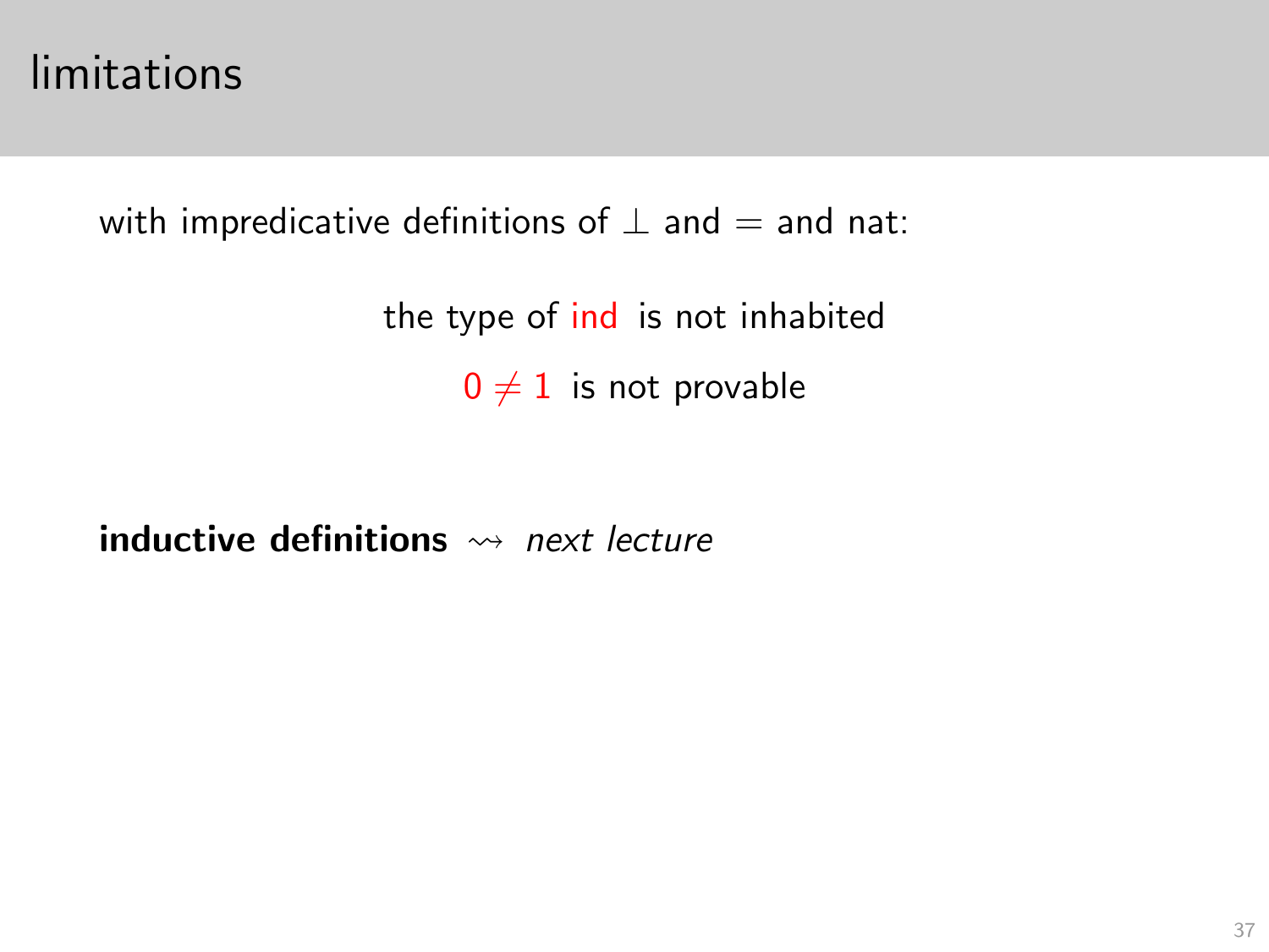# limitations

with impredicative definitions of $\bot$ and $=$ and nat:

the type of ind is not inhabited

$0 \neq 1$ is not provable

**inductive definitions** $\rightsquigarrow$ *next lecture*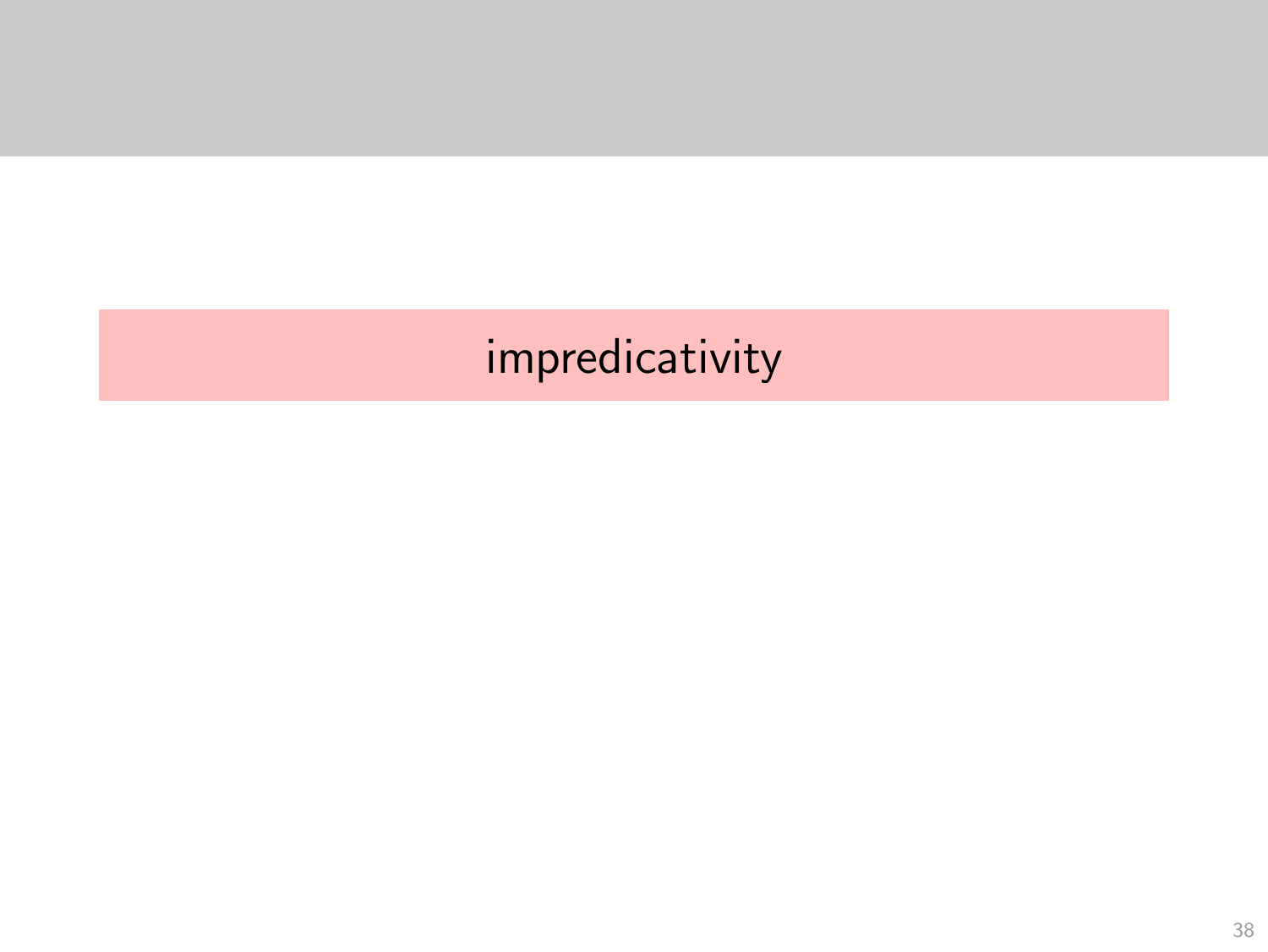impredicativity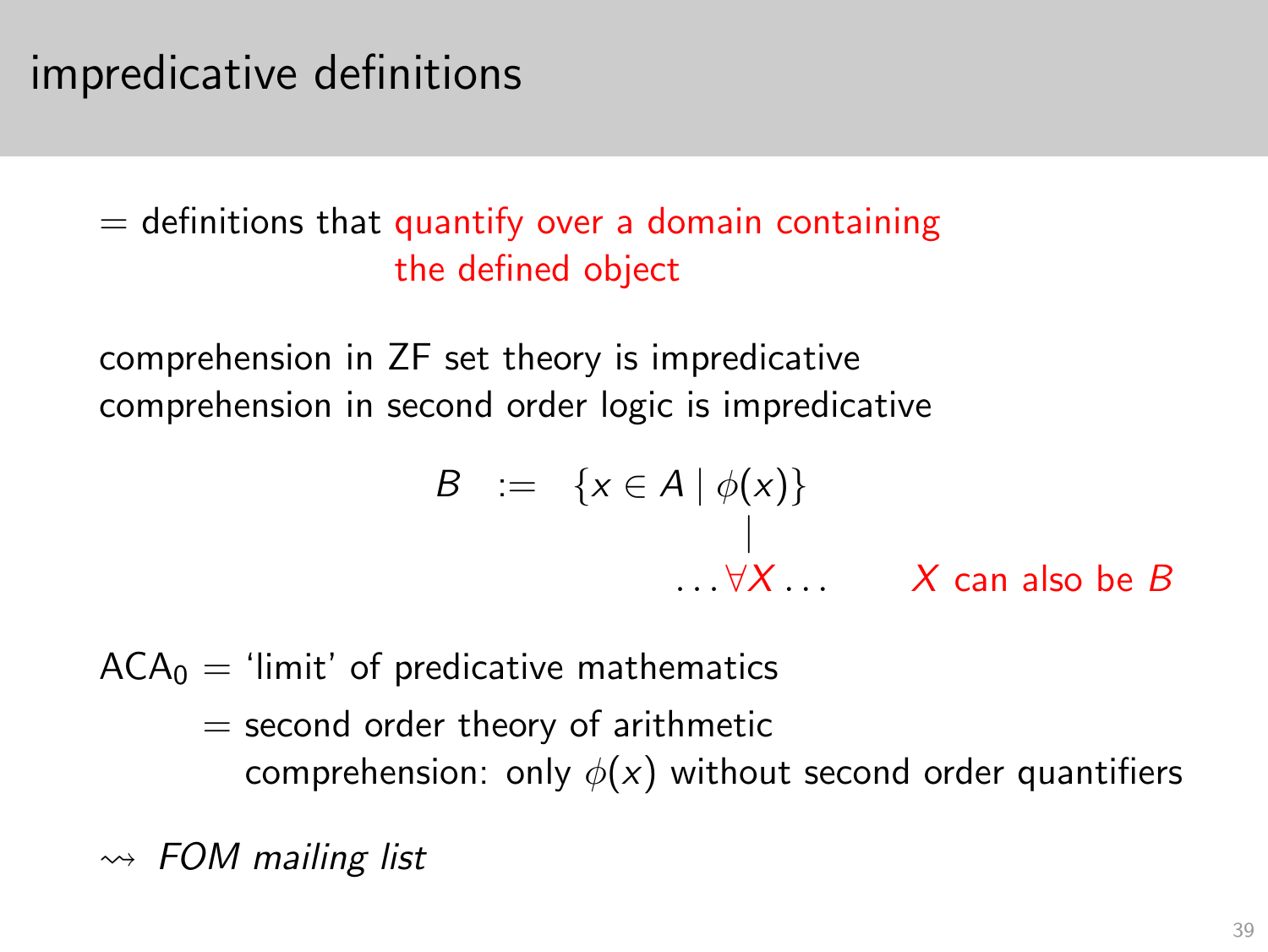# impredicative definitions

= definitions that quantify over a domain containing the defined object

comprehension in ZF set theory is impredicative
comprehension in second order logic is impredicative

$$B \;:=\; \{x \in A \mid \phi(x)\}$$

$$\ldots \forall X \ldots \qquad X \text{ can also be } B$$

$\mathrm{ACA}_0$ = 'limit' of predicative mathematics
= second order theory of arithmetic
comprehension: only $\phi(x)$ without second order quantifiers

$\rightsquigarrow$ *FOM mailing list*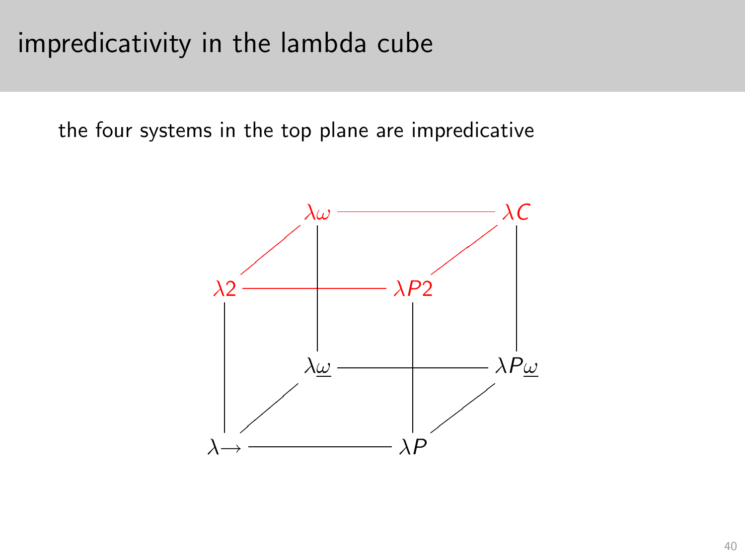# impredicativity in the lambda cube

the four systems in the top plane are impredicative

$\lambda\omega$ — $\lambda C$

$\lambda 2$ — $\lambda P2$

$\lambda\underline{\omega}$ — $\lambda P\underline{\omega}$

$\lambda{\rightarrow}$ — $\lambda P$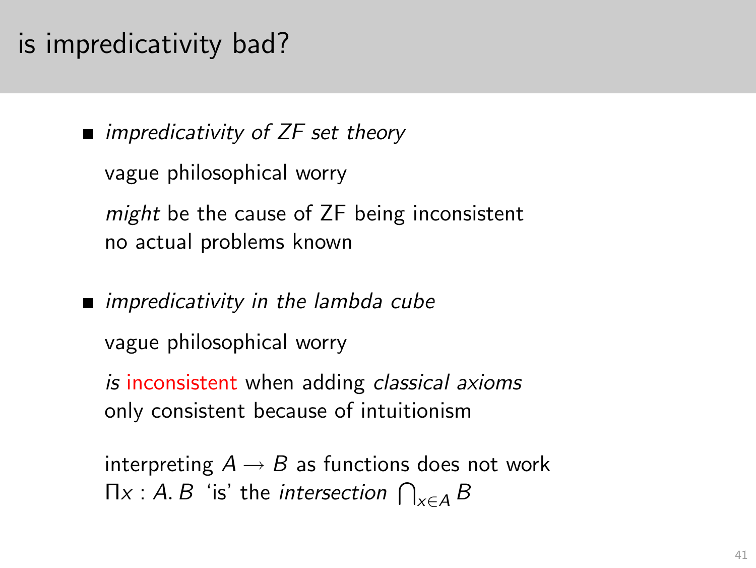# is impredicativity bad?

- *impredicativity of ZF set theory*

  vague philosophical worry

  *might* be the cause of ZF being inconsistent
  no actual problems known

- *impredicativity in the lambda cube*

  vague philosophical worry

  *is* inconsistent when adding *classical axioms*
  only consistent because of intuitionism

  interpreting $A \to B$ as functions does not work
  $\Pi x : A.\, B$ 'is' the *intersection* $\bigcap_{x \in A} B$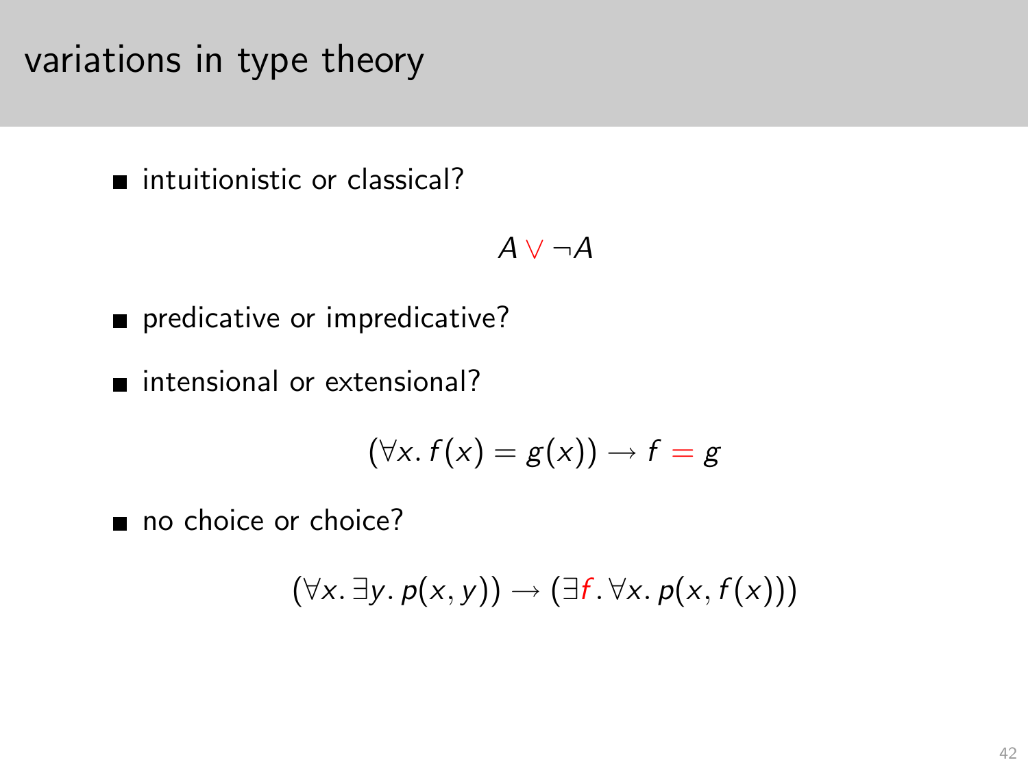# variations in type theory

- intuitionistic or classical?

$$A \vee \neg A$$

- predicative or impredicative?
- intensional or extensional?

$$(\forall x.\, f(x) = g(x)) \rightarrow f = g$$

- no choice or choice?

$$(\forall x.\, \exists y.\, p(x, y)) \rightarrow (\exists f.\, \forall x.\, p(x, f(x)))$$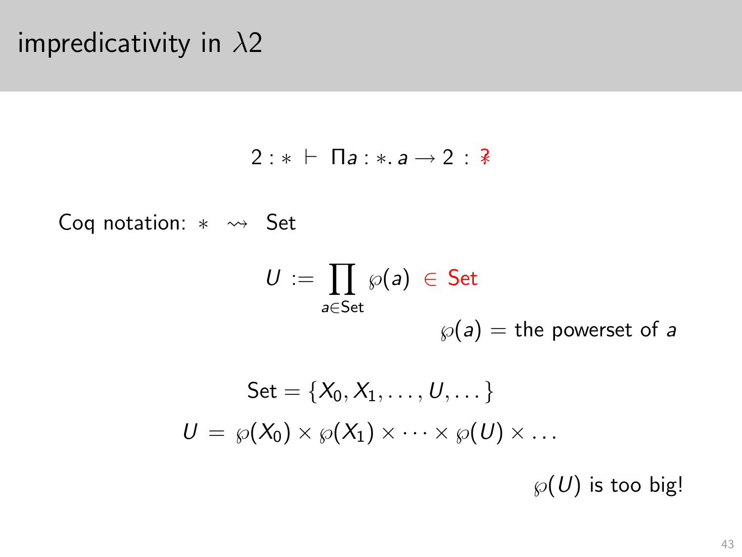# impredicativity in $\lambda 2$

$$2 : * \;\vdash\; \Pi a : *.\, a \to 2 \;:\; *$$

Coq notation: $* \;\rightsquigarrow\;$ Set

$$U \;:=\; \prod_{a \in \mathsf{Set}} \wp(a) \;\in\; \mathsf{Set}$$

$\wp(a) =$ the powerset of $a$

$$\mathsf{Set} = \{X_0, X_1, \ldots, U, \ldots\}$$

$$U \;=\; \wp(X_0) \times \wp(X_1) \times \cdots \times \wp(U) \times \ldots$$

$\wp(U)$ is too big!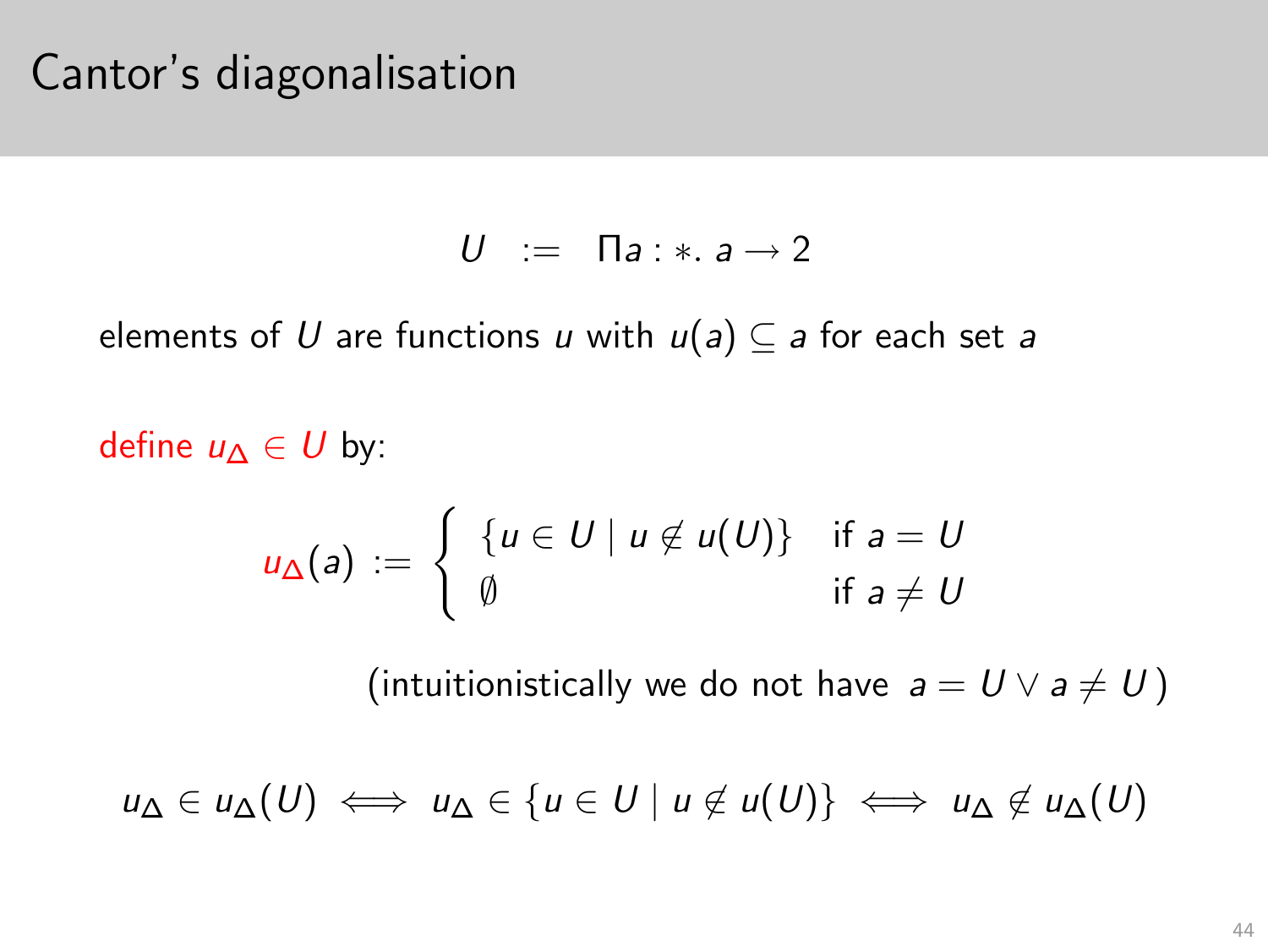# Cantor's diagonalisation

$$U \quad := \quad \Pi a : *.\ a \to 2$$

elements of $U$ are functions $u$ with $u(a) \subseteq a$ for each set $a$

define $u_\Delta \in U$ by:

$$u_\Delta(a) := \begin{cases} \{u \in U \mid u \notin u(U)\} & \text{if } a = U \\ \emptyset & \text{if } a \neq U \end{cases}$$

(intuitionistically we do not have $a = U \vee a \neq U$ )

$$u_\Delta \in u_\Delta(U) \iff u_\Delta \in \{u \in U \mid u \notin u(U)\} \iff u_\Delta \notin u_\Delta(U)$$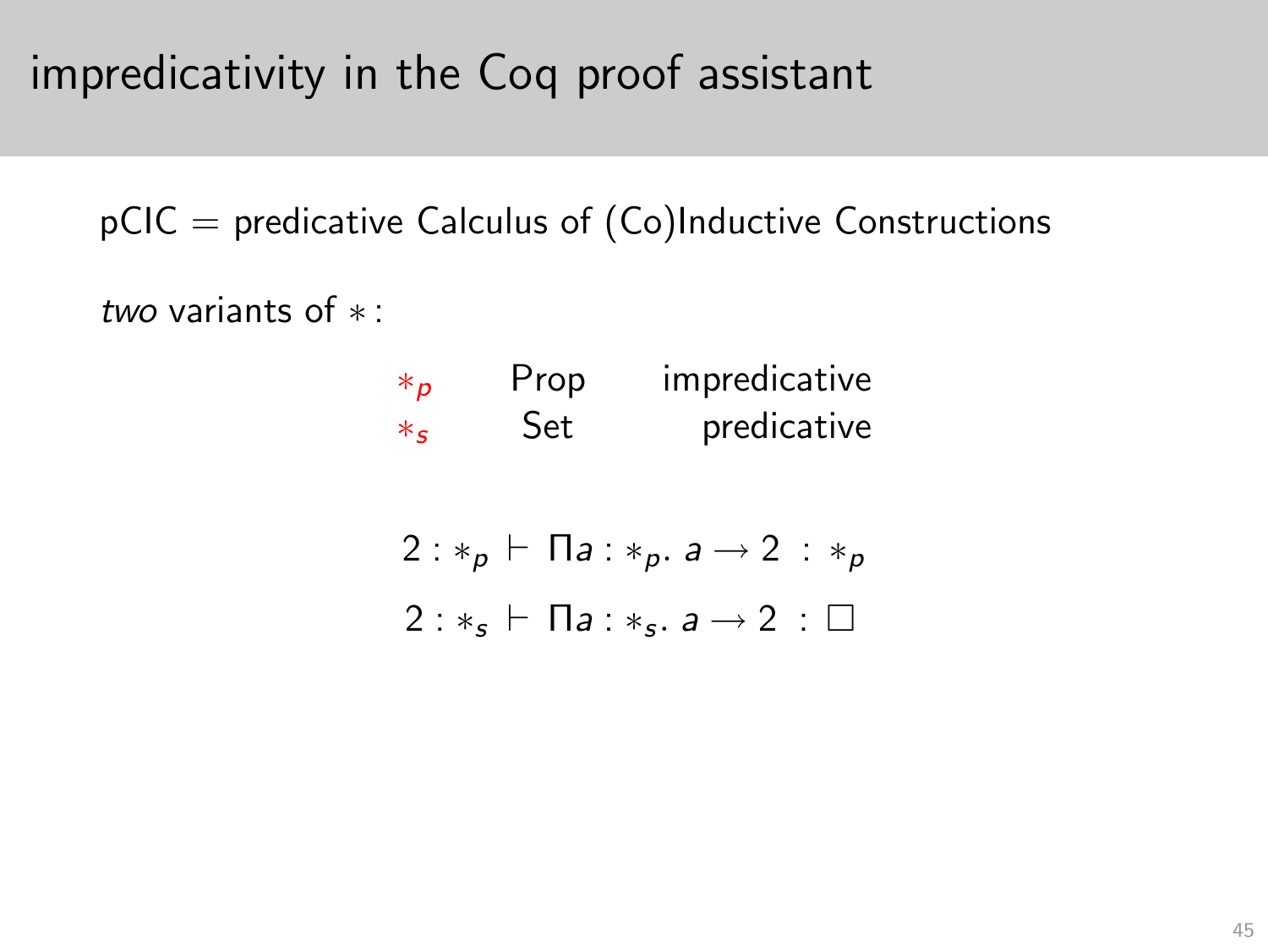# impredicativity in the Coq proof assistant

pCIC = predicative Calculus of (Co)Inductive Constructions

*two* variants of $*$ :

| | | |
|---|---|---|
| $*_p$ | Prop | impredicative |
| $*_s$ | Set | predicative |

$$2 : *_p \vdash \Pi a : *_p .\ a \to 2 \ : \ *_p$$

$$2 : *_s \vdash \Pi a : *_s .\ a \to 2 \ : \ \Box$$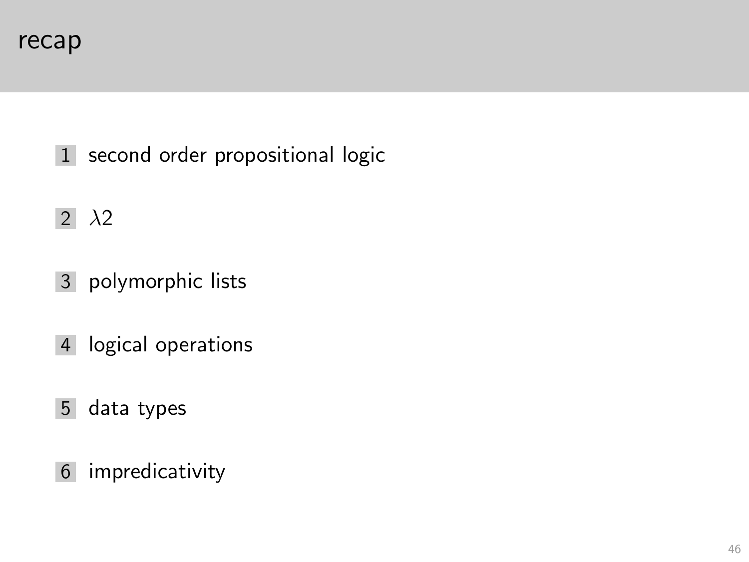# recap

1. second order propositional logic
2. $\lambda 2$
3. polymorphic lists
4. logical operations
5. data types
6. impredicativity